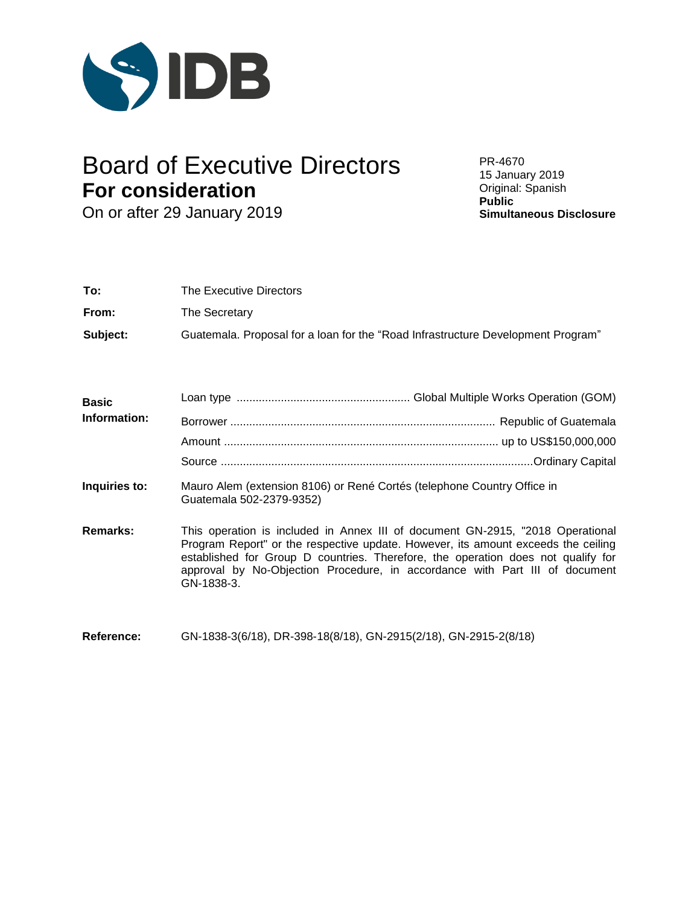IDB

# Board of Executive Directors
## For consideration
On or after 29 January 2019

PR-4670
15 January 2019
Original: Spanish
**Public**
**Simultaneous Disclosure**

**To:** The Executive Directors

**From:** The Secretary

**Subject:** Guatemala. Proposal for a loan for the "Road Infrastructure Development Program"

**Basic Information:**

Loan type ...................................................... Global Multiple Works Operation (GOM)
Borrower ..................................................................................... Republic of Guatemala
Amount ...................................................................................... up to US$150,000,000
Source ...................................................................................................Ordinary Capital

**Inquiries to:** Mauro Alem (extension 8106) or René Cortés (telephone Country Office in Guatemala 502-2379-9352)

**Remarks:** This operation is included in Annex III of document GN-2915, "2018 Operational Program Report" or the respective update. However, its amount exceeds the ceiling established for Group D countries. Therefore, the operation does not qualify for approval by No-Objection Procedure, in accordance with Part III of document GN-1838-3.

**Reference:** GN-1838-3(6/18), DR-398-18(8/18), GN-2915(2/18), GN-2915-2(8/18)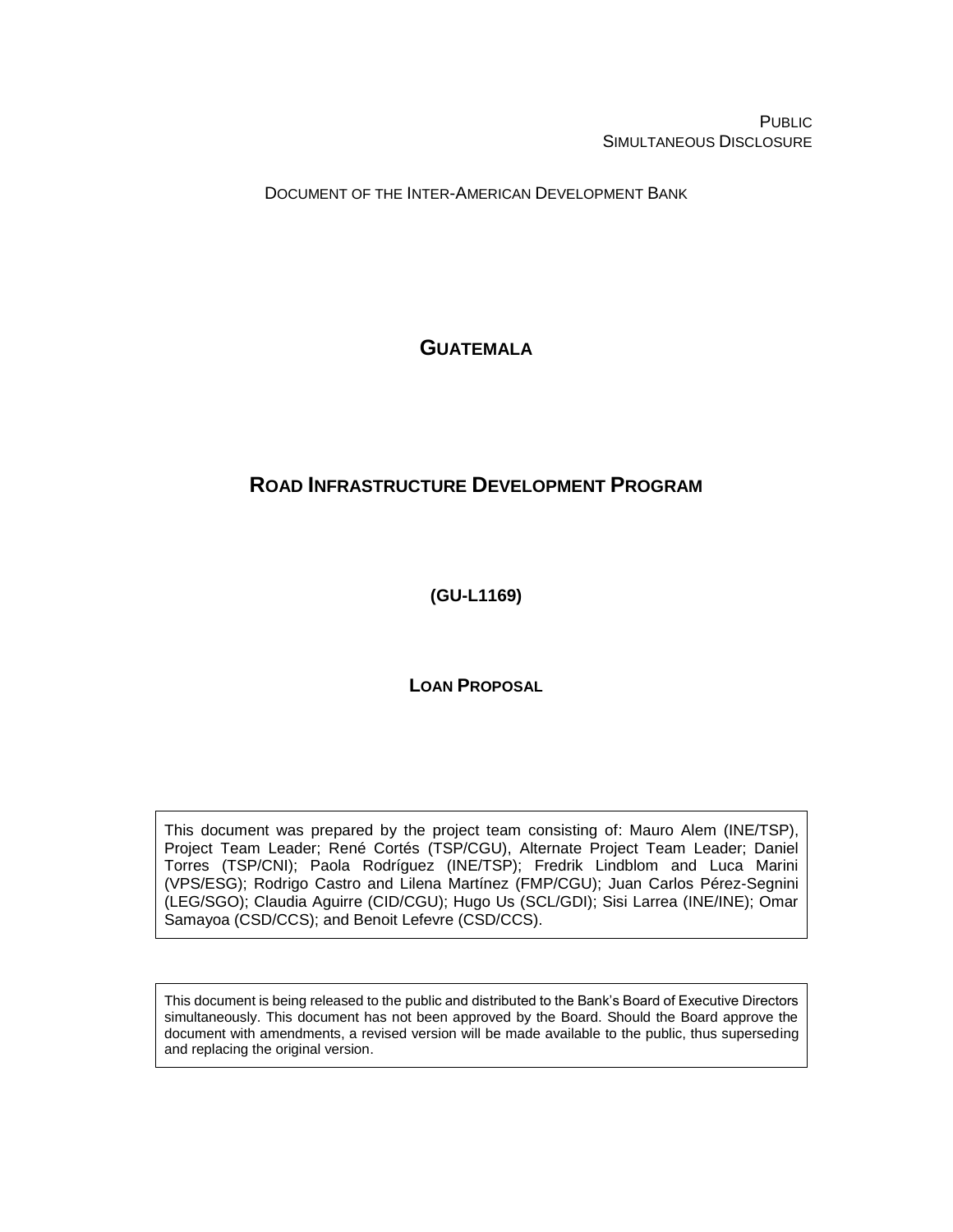PUBLIC
SIMULTANEOUS DISCLOSURE

DOCUMENT OF THE INTER-AMERICAN DEVELOPMENT BANK

# GUATEMALA

# ROAD INFRASTRUCTURE DEVELOPMENT PROGRAM

**(GU-L1169)**

**LOAN PROPOSAL**

This document was prepared by the project team consisting of: Mauro Alem (INE/TSP), Project Team Leader; René Cortés (TSP/CGU), Alternate Project Team Leader; Daniel Torres (TSP/CNI); Paola Rodríguez (INE/TSP); Fredrik Lindblom and Luca Marini (VPS/ESG); Rodrigo Castro and Lilena Martínez (FMP/CGU); Juan Carlos Pérez-Segnini (LEG/SGO); Claudia Aguirre (CID/CGU); Hugo Us (SCL/GDI); Sisi Larrea (INE/INE); Omar Samayoa (CSD/CCS); and Benoit Lefevre (CSD/CCS).

This document is being released to the public and distributed to the Bank's Board of Executive Directors simultaneously. This document has not been approved by the Board. Should the Board approve the document with amendments, a revised version will be made available to the public, thus superseding and replacing the original version.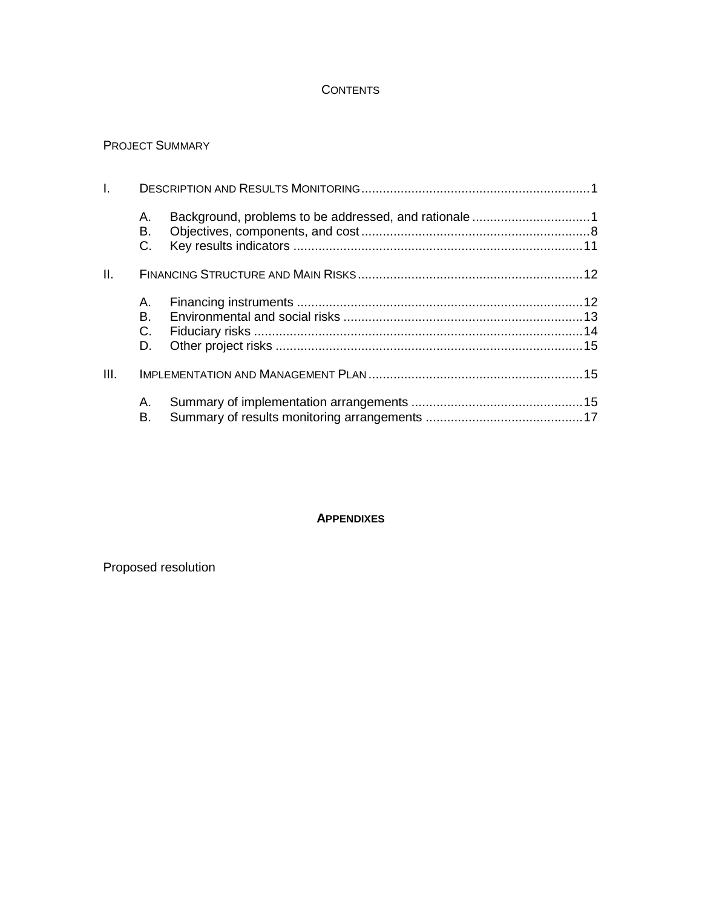# CONTENTS

PROJECT SUMMARY

I. DESCRIPTION AND RESULTS MONITORING ... 1

- A. Background, problems to be addressed, and rationale ... 1
- B. Objectives, components, and cost ... 8
- C. Key results indicators ... 11

II. FINANCING STRUCTURE AND MAIN RISKS ... 12

- A. Financing instruments ... 12
- B. Environmental and social risks ... 13
- C. Fiduciary risks ... 14
- D. Other project risks ... 15

III. IMPLEMENTATION AND MANAGEMENT PLAN ... 15

- A. Summary of implementation arrangements ... 15
- B. Summary of results monitoring arrangements ... 17

## APPENDIXES

Proposed resolution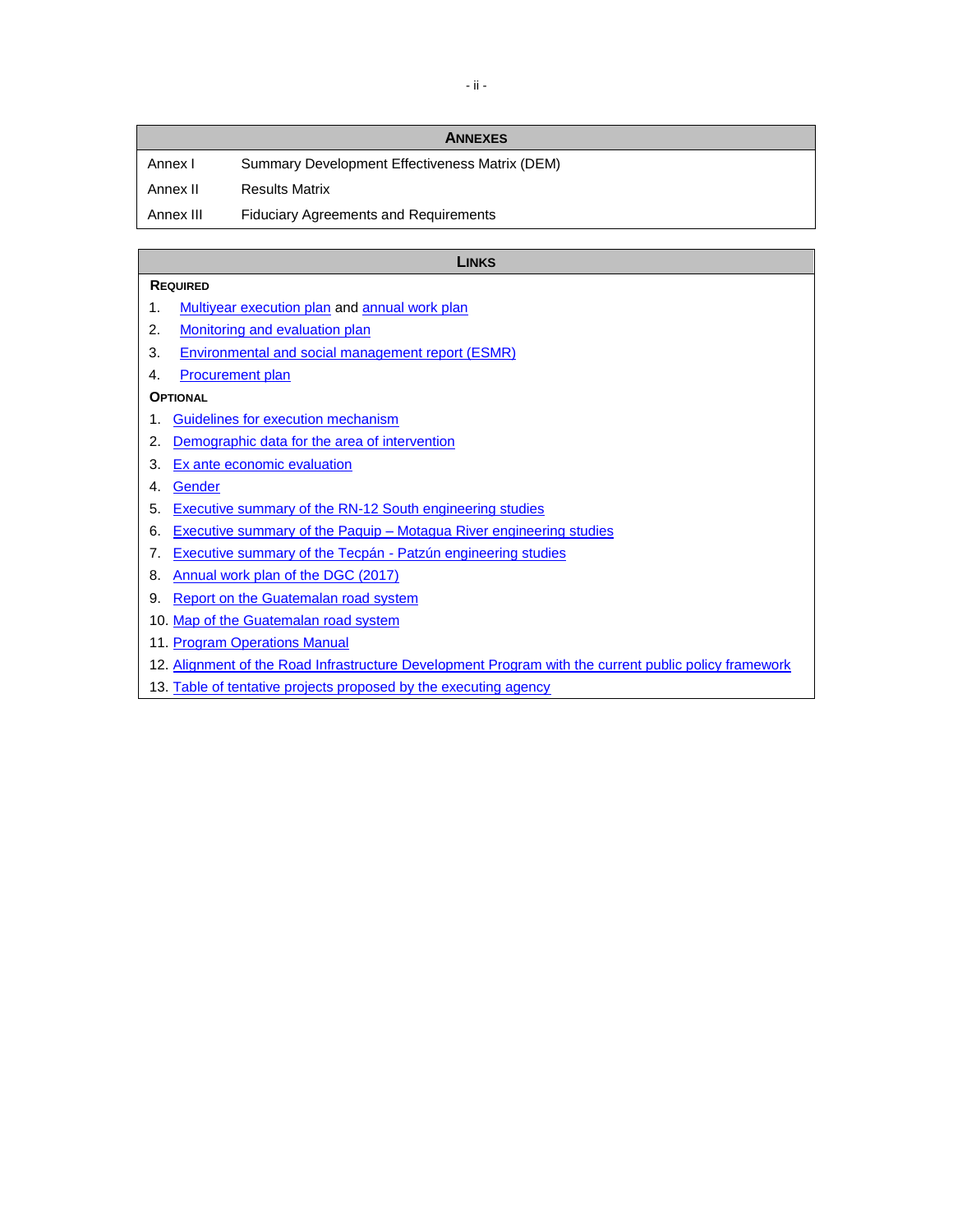| ANNEXES | |
|---|---|
| Annex I | Summary Development Effectiveness Matrix (DEM) |
| Annex II | Results Matrix |
| Annex III | Fiduciary Agreements and Requirements |

## LINKS

**REQUIRED**

1. Multiyear execution plan and annual work plan
2. Monitoring and evaluation plan
3. Environmental and social management report (ESMR)
4. Procurement plan

**OPTIONAL**

1. Guidelines for execution mechanism
2. Demographic data for the area of intervention
3. Ex ante economic evaluation
4. Gender
5. Executive summary of the RN-12 South engineering studies
6. Executive summary of the Paquip – Motagua River engineering studies
7. Executive summary of the Tecpán - Patzún engineering studies
8. Annual work plan of the DGC (2017)
9. Report on the Guatemalan road system
10. Map of the Guatemalan road system
11. Program Operations Manual
12. Alignment of the Road Infrastructure Development Program with the current public policy framework
13. Table of tentative projects proposed by the executing agency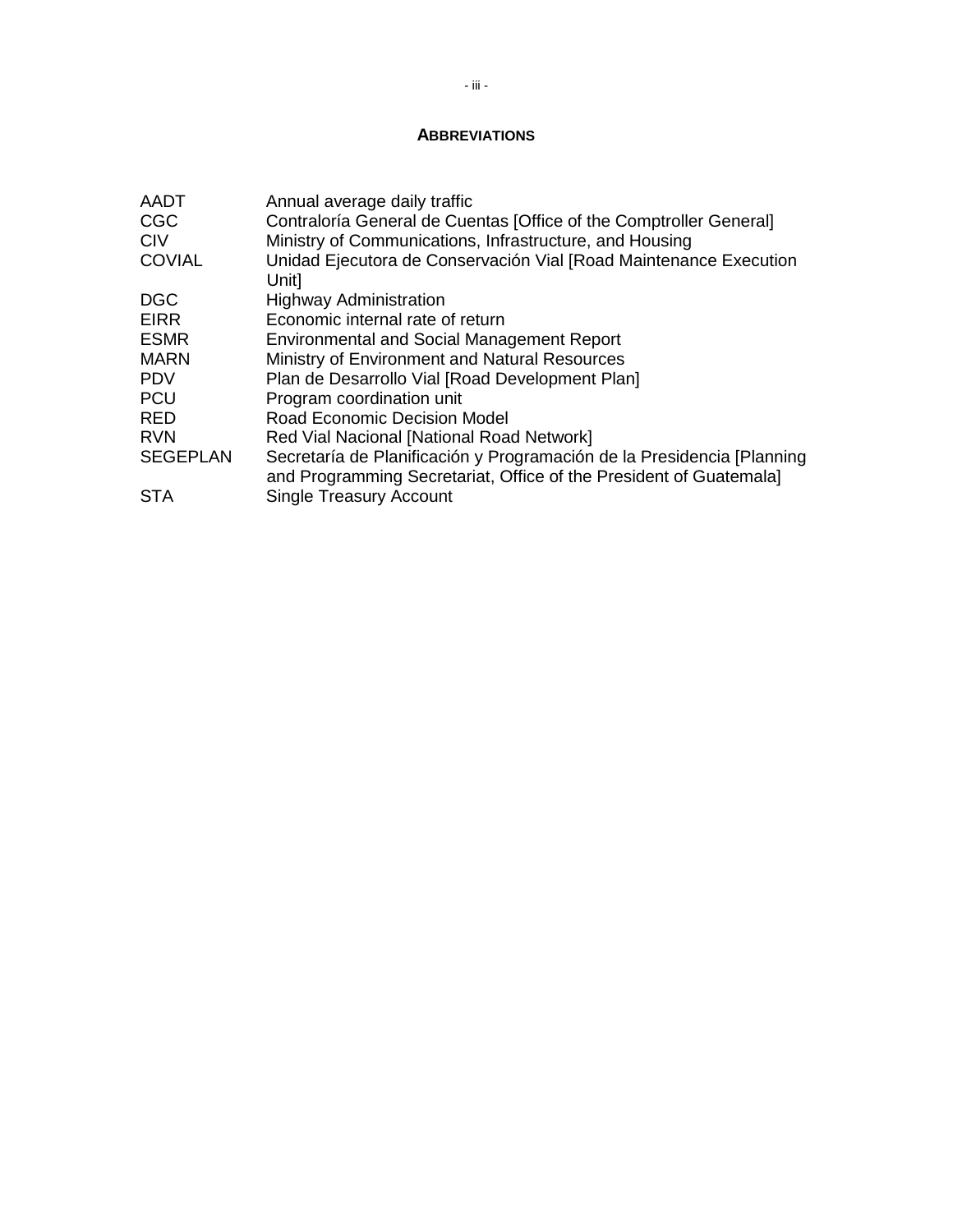## ABBREVIATIONS

| | |
|---|---|
| AADT | Annual average daily traffic |
| CGC | Contraloría General de Cuentas [Office of the Comptroller General] |
| CIV | Ministry of Communications, Infrastructure, and Housing |
| COVIAL | Unidad Ejecutora de Conservación Vial [Road Maintenance Execution Unit] |
| DGC | Highway Administration |
| EIRR | Economic internal rate of return |
| ESMR | Environmental and Social Management Report |
| MARN | Ministry of Environment and Natural Resources |
| PDV | Plan de Desarrollo Vial [Road Development Plan] |
| PCU | Program coordination unit |
| RED | Road Economic Decision Model |
| RVN | Red Vial Nacional [National Road Network] |
| SEGEPLAN | Secretaría de Planificación y Programación de la Presidencia [Planning and Programming Secretariat, Office of the President of Guatemala] |
| STA | Single Treasury Account |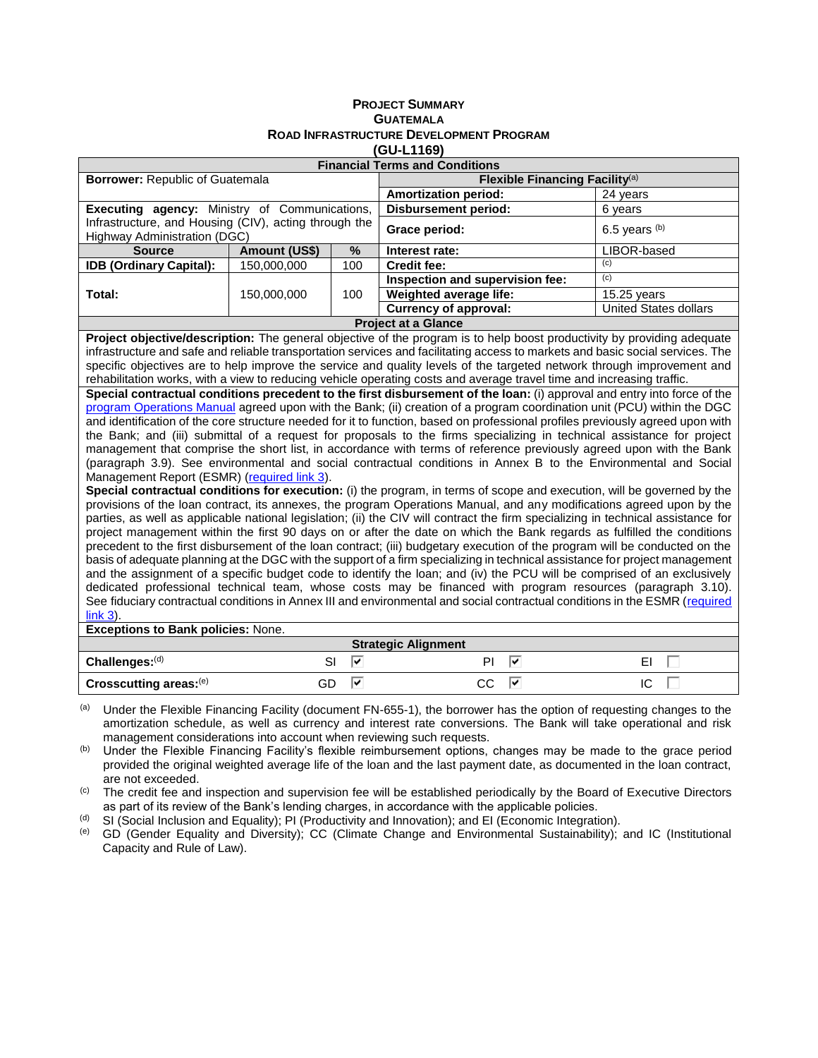# PROJECT SUMMARY
## GUATEMALA
## ROAD INFRASTRUCTURE DEVELOPMENT PROGRAM
## (GU-L1169)

| Financial Terms and Conditions | | | | |
|---|---|---|---|---|
| **Borrower:** Republic of Guatemala | | | **Flexible Financing Facility**[a] | |
| | | | **Amortization period:** | 24 years |
| **Executing agency:** Ministry of Communications, Infrastructure, and Housing (CIV), acting through the Highway Administration (DGC) | | | **Disbursement period:** | 6 years |
| | | | **Grace period:** | 6.5 years [b] |
| **Source** | **Amount (US$)** | **%** | **Interest rate:** | LIBOR-based |
| **IDB (Ordinary Capital):** | 150,000,000 | 100 | **Credit fee:** | [c] |
| **Total:** | 150,000,000 | 100 | **Inspection and supervision fee:** | [c] |
| | | | **Weighted average life:** | 15.25 years |
| | | | **Currency of approval:** | United States dollars |

**Project at a Glance**

**Project objective/description:** The general objective of the program is to help boost productivity by providing adequate infrastructure and safe and reliable transportation services and facilitating access to markets and basic social services. The specific objectives are to help improve the service and quality levels of the targeted network through improvement and rehabilitation works, with a view to reducing vehicle operating costs and average travel time and increasing traffic.

**Special contractual conditions precedent to the first disbursement of the loan:** (i) approval and entry into force of the program Operations Manual agreed upon with the Bank; (ii) creation of a program coordination unit (PCU) within the DGC and identification of the core structure needed for it to function, based on professional profiles previously agreed upon with the Bank; and (iii) submittal of a request for proposals to the firms specializing in technical assistance for project management that comprise the short list, in accordance with terms of reference previously agreed upon with the Bank (paragraph 3.9). See environmental and social contractual conditions in Annex B to the Environmental and Social Management Report (ESMR) (required link 3).

**Special contractual conditions for execution:** (i) the program, in terms of scope and execution, will be governed by the provisions of the loan contract, its annexes, the program Operations Manual, and any modifications agreed upon by the parties, as well as applicable national legislation; (ii) the CIV will contract the firm specializing in technical assistance for project management within the first 90 days on or after the date on which the Bank regards as fulfilled the conditions precedent to the first disbursement of the loan contract; (iii) budgetary execution of the program will be conducted on the basis of adequate planning at the DGC with the support of a firm specializing in technical assistance for project management and the assignment of a specific budget code to identify the loan; and (iv) the PCU will be comprised of an exclusively dedicated professional technical team, whose costs may be financed with program resources (paragraph 3.10). See fiduciary contractual conditions in Annex III and environmental and social contractual conditions in the ESMR (required link 3).

**Exceptions to Bank policies:** None.

| Strategic Alignment | | | |
|---|---|---|---|
| **Challenges:**[d] | SI ☑ | PI ☑ | EI ☐ |
| **Crosscutting areas:**[e] | GD ☑ | CC ☑ | IC ☐ |

[a] Under the Flexible Financing Facility (document FN-655-1), the borrower has the option of requesting changes to the amortization schedule, as well as currency and interest rate conversions. The Bank will take operational and risk management considerations into account when reviewing such requests.

[b] Under the Flexible Financing Facility's flexible reimbursement options, changes may be made to the grace period provided the original weighted average life of the loan and the last payment date, as documented in the loan contract, are not exceeded.

[c] The credit fee and inspection and supervision fee will be established periodically by the Board of Executive Directors as part of its review of the Bank's lending charges, in accordance with the applicable policies.

[d] SI (Social Inclusion and Equality); PI (Productivity and Innovation); and EI (Economic Integration).

[e] GD (Gender Equality and Diversity); CC (Climate Change and Environmental Sustainability); and IC (Institutional Capacity and Rule of Law).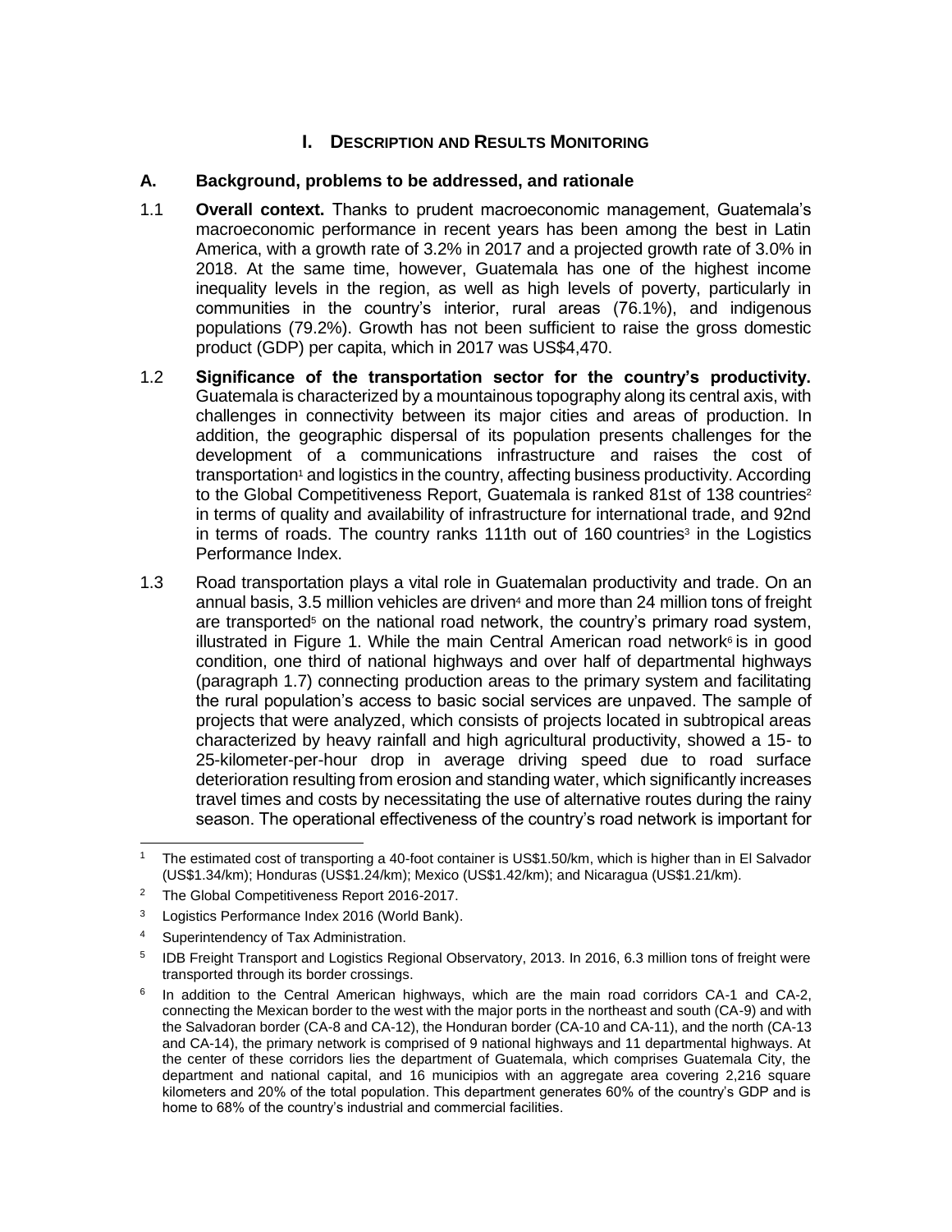# I. DESCRIPTION AND RESULTS MONITORING

## A. Background, problems to be addressed, and rationale

1.1 **Overall context.** Thanks to prudent macroeconomic management, Guatemala's macroeconomic performance in recent years has been among the best in Latin America, with a growth rate of 3.2% in 2017 and a projected growth rate of 3.0% in 2018. At the same time, however, Guatemala has one of the highest income inequality levels in the region, as well as high levels of poverty, particularly in communities in the country's interior, rural areas (76.1%), and indigenous populations (79.2%). Growth has not been sufficient to raise the gross domestic product (GDP) per capita, which in 2017 was US$4,470.

1.2 **Significance of the transportation sector for the country's productivity.** Guatemala is characterized by a mountainous topography along its central axis, with challenges in connectivity between its major cities and areas of production. In addition, the geographic dispersal of its population presents challenges for the development of a communications infrastructure and raises the cost of transportation[1] and logistics in the country, affecting business productivity. According to the Global Competitiveness Report, Guatemala is ranked 81st of 138 countries[2] in terms of quality and availability of infrastructure for international trade, and 92nd in terms of roads. The country ranks 111th out of 160 countries[3] in the Logistics Performance Index.

1.3 Road transportation plays a vital role in Guatemalan productivity and trade. On an annual basis, 3.5 million vehicles are driven[4] and more than 24 million tons of freight are transported[5] on the national road network, the country's primary road system, illustrated in Figure 1. While the main Central American road network[6] is in good condition, one third of national highways and over half of departmental highways (paragraph 1.7) connecting production areas to the primary system and facilitating the rural population's access to basic social services are unpaved. The sample of projects that were analyzed, which consists of projects located in subtropical areas characterized by heavy rainfall and high agricultural productivity, showed a 15- to 25-kilometer-per-hour drop in average driving speed due to road surface deterioration resulting from erosion and standing water, which significantly increases travel times and costs by necessitating the use of alternative routes during the rainy season. The operational effectiveness of the country's road network is important for

---

[1] The estimated cost of transporting a 40-foot container is US$1.50/km, which is higher than in El Salvador (US$1.34/km); Honduras (US$1.24/km); Mexico (US$1.42/km); and Nicaragua (US$1.21/km).

[2] The Global Competitiveness Report 2016-2017.

[3] Logistics Performance Index 2016 (World Bank).

[4] Superintendency of Tax Administration.

[5] IDB Freight Transport and Logistics Regional Observatory, 2013. In 2016, 6.3 million tons of freight were transported through its border crossings.

[6] In addition to the Central American highways, which are the main road corridors CA-1 and CA-2, connecting the Mexican border to the west with the major ports in the northeast and south (CA-9) and with the Salvadoran border (CA-8 and CA-12), the Honduran border (CA-10 and CA-11), and the north (CA-13 and CA-14), the primary network is comprised of 9 national highways and 11 departmental highways. At the center of these corridors lies the department of Guatemala, which comprises Guatemala City, the department and national capital, and 16 municipios with an aggregate area covering 2,216 square kilometers and 20% of the total population. This department generates 60% of the country's GDP and is home to 68% of the country's industrial and commercial facilities.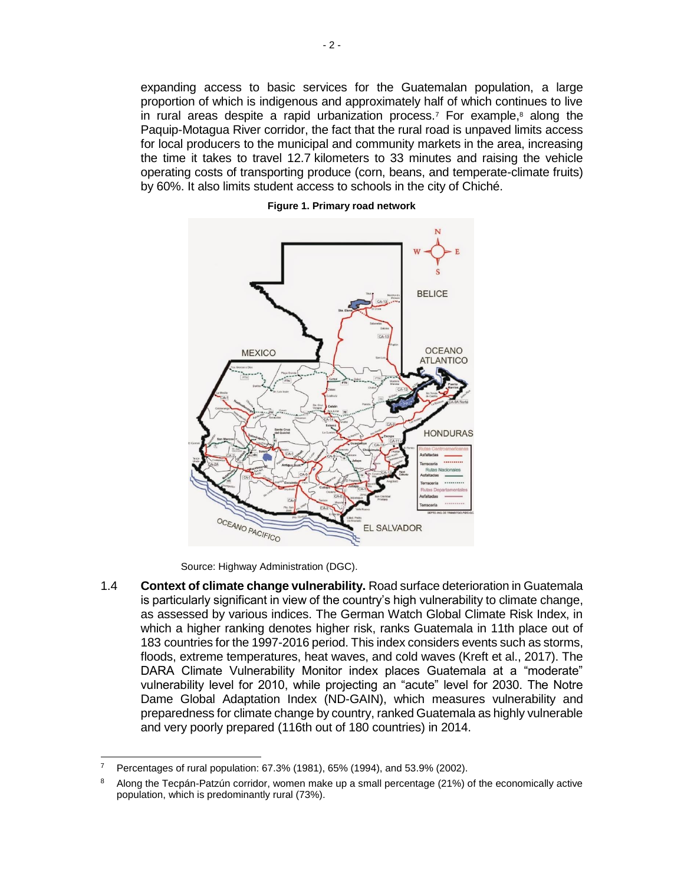expanding access to basic services for the Guatemalan population, a large proportion of which is indigenous and approximately half of which continues to live in rural areas despite a rapid urbanization process.[7] For example,[8] along the Paquip-Motagua River corridor, the fact that the rural road is unpaved limits access for local producers to the municipal and community markets in the area, increasing the time it takes to travel 12.7 kilometers to 33 minutes and raising the vehicle operating costs of transporting produce (corn, beans, and temperate-climate fruits) by 60%. It also limits student access to schools in the city of Chiché.

**Figure 1. Primary road network**

Source: Highway Administration (DGC).

1.4 **Context of climate change vulnerability.** Road surface deterioration in Guatemala is particularly significant in view of the country's high vulnerability to climate change, as assessed by various indices. The German Watch Global Climate Risk Index, in which a higher ranking denotes higher risk, ranks Guatemala in 11th place out of 183 countries for the 1997-2016 period. This index considers events such as storms, floods, extreme temperatures, heat waves, and cold waves (Kreft et al., 2017). The DARA Climate Vulnerability Monitor index places Guatemala at a "moderate" vulnerability level for 2010, while projecting an "acute" level for 2030. The Notre Dame Global Adaptation Index (ND-GAIN), which measures vulnerability and preparedness for climate change by country, ranked Guatemala as highly vulnerable and very poorly prepared (116th out of 180 countries) in 2014.

---

[7] Percentages of rural population: 67.3% (1981), 65% (1994), and 53.9% (2002).

[8] Along the Tecpán-Patzún corridor, women make up a small percentage (21%) of the economically active population, which is predominantly rural (73%).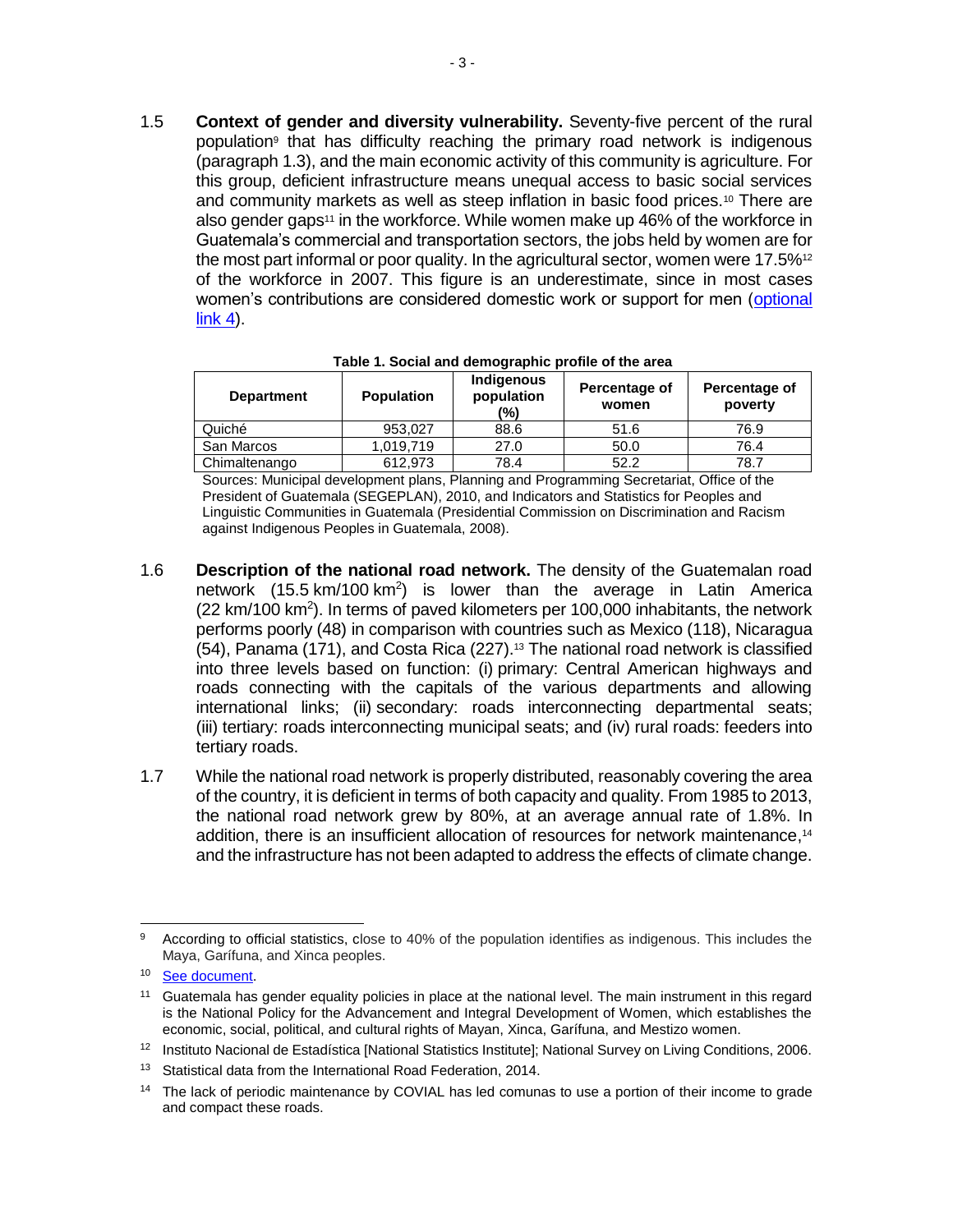1.5 **Context of gender and diversity vulnerability.** Seventy-five percent of the rural population[9] that has difficulty reaching the primary road network is indigenous (paragraph 1.3), and the main economic activity of this community is agriculture. For this group, deficient infrastructure means unequal access to basic social services and community markets as well as steep inflation in basic food prices.[10] There are also gender gaps[11] in the workforce. While women make up 46% of the workforce in Guatemala's commercial and transportation sectors, the jobs held by women are for the most part informal or poor quality. In the agricultural sector, women were 17.5%[12] of the workforce in 2007. This figure is an underestimate, since in most cases women's contributions are considered domestic work or support for men (optional link 4).

**Table 1. Social and demographic profile of the area**

| Department | Population | Indigenous population (%) | Percentage of women | Percentage of poverty |
|---|---|---|---|---|
| Quiché | 953,027 | 88.6 | 51.6 | 76.9 |
| San Marcos | 1,019,719 | 27.0 | 50.0 | 76.4 |
| Chimaltenango | 612,973 | 78.4 | 52.2 | 78.7 |

Sources: Municipal development plans, Planning and Programming Secretariat, Office of the President of Guatemala (SEGEPLAN), 2010, and Indicators and Statistics for Peoples and Linguistic Communities in Guatemala (Presidential Commission on Discrimination and Racism against Indigenous Peoples in Guatemala, 2008).

1.6 **Description of the national road network.** The density of the Guatemalan road network (15.5 km/100 km$^2$) is lower than the average in Latin America (22 km/100 km$^2$). In terms of paved kilometers per 100,000 inhabitants, the network performs poorly (48) in comparison with countries such as Mexico (118), Nicaragua (54), Panama (171), and Costa Rica (227).[13] The national road network is classified into three levels based on function: (i) primary: Central American highways and roads connecting with the capitals of the various departments and allowing international links; (ii) secondary: roads interconnecting departmental seats; (iii) tertiary: roads interconnecting municipal seats; and (iv) rural roads: feeders into tertiary roads.

1.7 While the national road network is properly distributed, reasonably covering the area of the country, it is deficient in terms of both capacity and quality. From 1985 to 2013, the national road network grew by 80%, at an average annual rate of 1.8%. In addition, there is an insufficient allocation of resources for network maintenance,[14] and the infrastructure has not been adapted to address the effects of climate change.

---

[9] According to official statistics, close to 40% of the population identifies as indigenous. This includes the Maya, Garífuna, and Xinca peoples.

[10] See document.

[11] Guatemala has gender equality policies in place at the national level. The main instrument in this regard is the National Policy for the Advancement and Integral Development of Women, which establishes the economic, social, political, and cultural rights of Mayan, Xinca, Garífuna, and Mestizo women.

[12] Instituto Nacional de Estadística [National Statistics Institute]; National Survey on Living Conditions, 2006.

[13] Statistical data from the International Road Federation, 2014.

[14] The lack of periodic maintenance by COVIAL has led comunas to use a portion of their income to grade and compact these roads.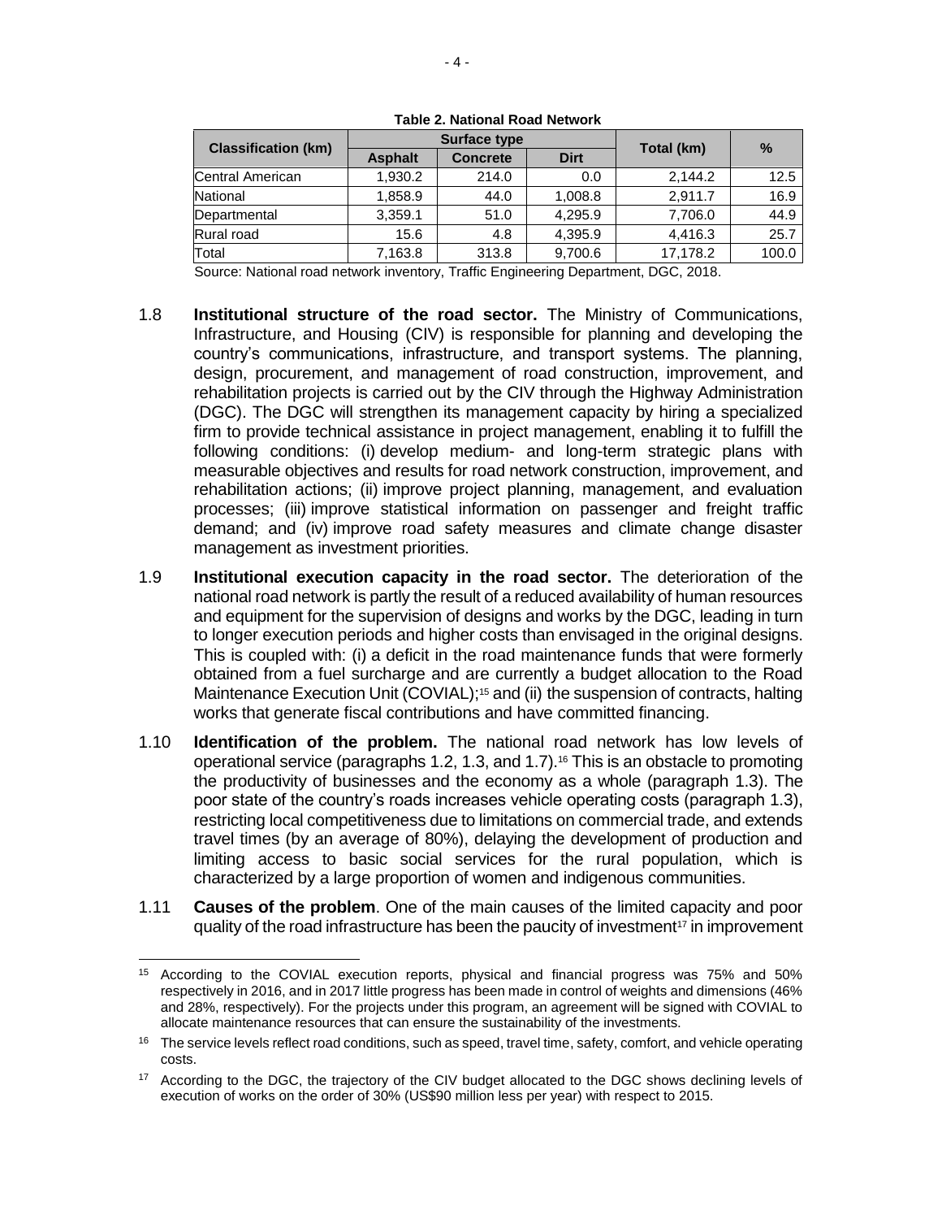**Table 2. National Road Network**

| Classification (km) | Surface type | | | Total (km) | % |
|---|---|---|---|---|---|
| | Asphalt | Concrete | Dirt | | |
| Central American | 1,930.2 | 214.0 | 0.0 | 2,144.2 | 12.5 |
| National | 1,858.9 | 44.0 | 1,008.8 | 2,911.7 | 16.9 |
| Departmental | 3,359.1 | 51.0 | 4,295.9 | 7,706.0 | 44.9 |
| Rural road | 15.6 | 4.8 | 4,395.9 | 4,416.3 | 25.7 |
| Total | 7,163.8 | 313.8 | 9,700.6 | 17,178.2 | 100.0 |

Source: National road network inventory, Traffic Engineering Department, DGC, 2018.

1.8 **Institutional structure of the road sector.** The Ministry of Communications, Infrastructure, and Housing (CIV) is responsible for planning and developing the country's communications, infrastructure, and transport systems. The planning, design, procurement, and management of road construction, improvement, and rehabilitation projects is carried out by the CIV through the Highway Administration (DGC). The DGC will strengthen its management capacity by hiring a specialized firm to provide technical assistance in project management, enabling it to fulfill the following conditions: (i) develop medium- and long-term strategic plans with measurable objectives and results for road network construction, improvement, and rehabilitation actions; (ii) improve project planning, management, and evaluation processes; (iii) improve statistical information on passenger and freight traffic demand; and (iv) improve road safety measures and climate change disaster management as investment priorities.

1.9 **Institutional execution capacity in the road sector.** The deterioration of the national road network is partly the result of a reduced availability of human resources and equipment for the supervision of designs and works by the DGC, leading in turn to longer execution periods and higher costs than envisaged in the original designs. This is coupled with: (i) a deficit in the road maintenance funds that were formerly obtained from a fuel surcharge and are currently a budget allocation to the Road Maintenance Execution Unit (COVIAL);[15] and (ii) the suspension of contracts, halting works that generate fiscal contributions and have committed financing.

1.10 **Identification of the problem.** The national road network has low levels of operational service (paragraphs 1.2, 1.3, and 1.7).[16] This is an obstacle to promoting the productivity of businesses and the economy as a whole (paragraph 1.3). The poor state of the country's roads increases vehicle operating costs (paragraph 1.3), restricting local competitiveness due to limitations on commercial trade, and extends travel times (by an average of 80%), delaying the development of production and limiting access to basic social services for the rural population, which is characterized by a large proportion of women and indigenous communities.

1.11 **Causes of the problem**. One of the main causes of the limited capacity and poor quality of the road infrastructure has been the paucity of investment[17] in improvement

---

[15] According to the COVIAL execution reports, physical and financial progress was 75% and 50% respectively in 2016, and in 2017 little progress has been made in control of weights and dimensions (46% and 28%, respectively). For the projects under this program, an agreement will be signed with COVIAL to allocate maintenance resources that can ensure the sustainability of the investments.

[16] The service levels reflect road conditions, such as speed, travel time, safety, comfort, and vehicle operating costs.

[17] According to the DGC, the trajectory of the CIV budget allocated to the DGC shows declining levels of execution of works on the order of 30% (US$90 million less per year) with respect to 2015.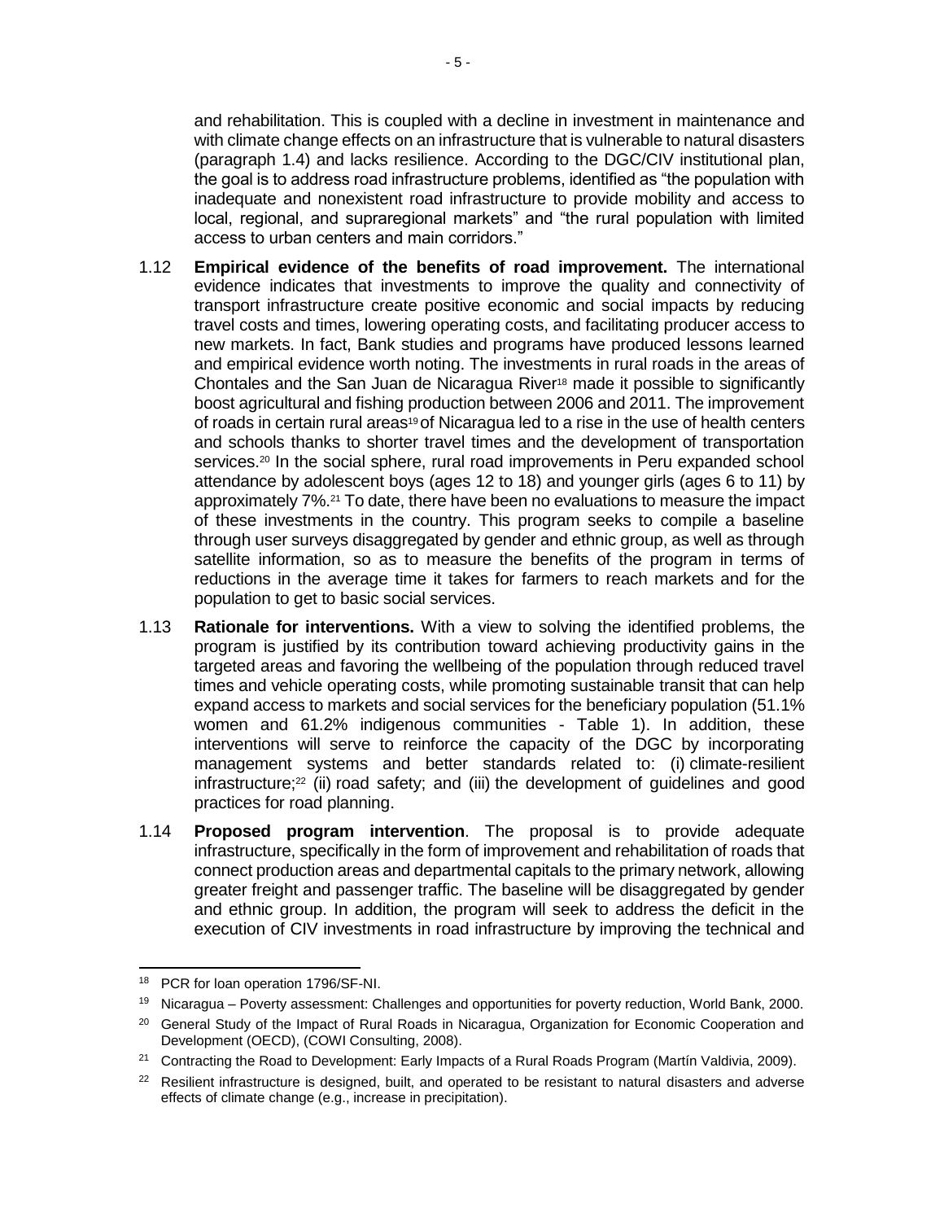and rehabilitation. This is coupled with a decline in investment in maintenance and with climate change effects on an infrastructure that is vulnerable to natural disasters (paragraph 1.4) and lacks resilience. According to the DGC/CIV institutional plan, the goal is to address road infrastructure problems, identified as "the population with inadequate and nonexistent road infrastructure to provide mobility and access to local, regional, and supraregional markets" and "the rural population with limited access to urban centers and main corridors."

1.12 **Empirical evidence of the benefits of road improvement.** The international evidence indicates that investments to improve the quality and connectivity of transport infrastructure create positive economic and social impacts by reducing travel costs and times, lowering operating costs, and facilitating producer access to new markets. In fact, Bank studies and programs have produced lessons learned and empirical evidence worth noting. The investments in rural roads in the areas of Chontales and the San Juan de Nicaragua River[18] made it possible to significantly boost agricultural and fishing production between 2006 and 2011. The improvement of roads in certain rural areas[19] of Nicaragua led to a rise in the use of health centers and schools thanks to shorter travel times and the development of transportation services.[20] In the social sphere, rural road improvements in Peru expanded school attendance by adolescent boys (ages 12 to 18) and younger girls (ages 6 to 11) by approximately 7%.[21] To date, there have been no evaluations to measure the impact of these investments in the country. This program seeks to compile a baseline through user surveys disaggregated by gender and ethnic group, as well as through satellite information, so as to measure the benefits of the program in terms of reductions in the average time it takes for farmers to reach markets and for the population to get to basic social services.

1.13 **Rationale for interventions.** With a view to solving the identified problems, the program is justified by its contribution toward achieving productivity gains in the targeted areas and favoring the wellbeing of the population through reduced travel times and vehicle operating costs, while promoting sustainable transit that can help expand access to markets and social services for the beneficiary population (51.1% women and 61.2% indigenous communities - Table 1). In addition, these interventions will serve to reinforce the capacity of the DGC by incorporating management systems and better standards related to: (i) climate-resilient infrastructure;[22] (ii) road safety; and (iii) the development of guidelines and good practices for road planning.

1.14 **Proposed program intervention**. The proposal is to provide adequate infrastructure, specifically in the form of improvement and rehabilitation of roads that connect production areas and departmental capitals to the primary network, allowing greater freight and passenger traffic. The baseline will be disaggregated by gender and ethnic group. In addition, the program will seek to address the deficit in the execution of CIV investments in road infrastructure by improving the technical and

---

[18] PCR for loan operation 1796/SF-NI.

[19] Nicaragua – Poverty assessment: Challenges and opportunities for poverty reduction, World Bank, 2000.

[20] General Study of the Impact of Rural Roads in Nicaragua, Organization for Economic Cooperation and Development (OECD), (COWI Consulting, 2008).

[21] Contracting the Road to Development: Early Impacts of a Rural Roads Program (Martín Valdivia, 2009).

[22] Resilient infrastructure is designed, built, and operated to be resistant to natural disasters and adverse effects of climate change (e.g., increase in precipitation).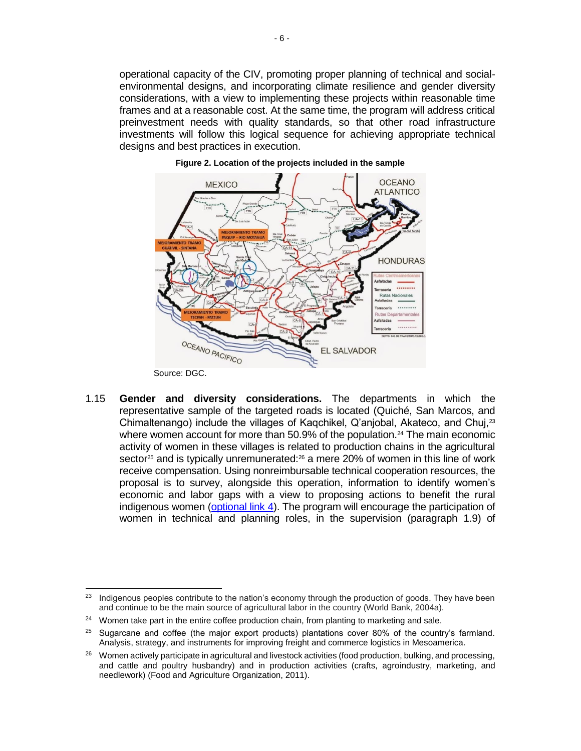operational capacity of the CIV, promoting proper planning of technical and social-environmental designs, and incorporating climate resilience and gender diversity considerations, with a view to implementing these projects within reasonable time frames and at a reasonable cost. At the same time, the program will address critical preinvestment needs with quality standards, so that other road infrastructure investments will follow this logical sequence for achieving appropriate technical designs and best practices in execution.

**Figure 2. Location of the projects included in the sample**

Source: DGC.

1.15 **Gender and diversity considerations.** The departments in which the representative sample of the targeted roads is located (Quiché, San Marcos, and Chimaltenango) include the villages of Kaqchikel, Q'anjobal, Akateco, and Chuj,[23] where women account for more than 50.9% of the population.[24] The main economic activity of women in these villages is related to production chains in the agricultural sector[25] and is typically unremunerated:[26] a mere 20% of women in this line of work receive compensation. Using nonreimbursable technical cooperation resources, the proposal is to survey, alongside this operation, information to identify women's economic and labor gaps with a view to proposing actions to benefit the rural indigenous women (optional link 4). The program will encourage the participation of women in technical and planning roles, in the supervision (paragraph 1.9) of

---

[23] Indigenous peoples contribute to the nation's economy through the production of goods. They have been and continue to be the main source of agricultural labor in the country (World Bank, 2004a).

[24] Women take part in the entire coffee production chain, from planting to marketing and sale.

[25] Sugarcane and coffee (the major export products) plantations cover 80% of the country's farmland. Analysis, strategy, and instruments for improving freight and commerce logistics in Mesoamerica.

[26] Women actively participate in agricultural and livestock activities (food production, bulking, and processing, and cattle and poultry husbandry) and in production activities (crafts, agroindustry, marketing, and needlework) (Food and Agriculture Organization, 2011).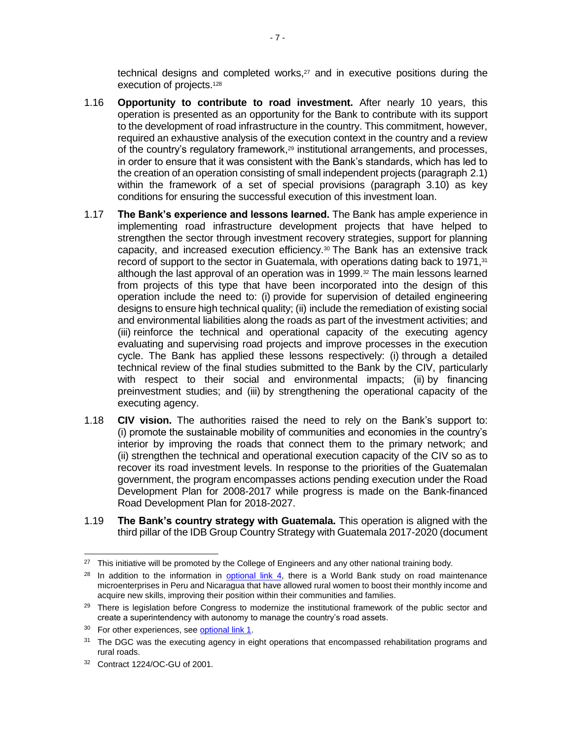technical designs and completed works,[27] and in executive positions during the execution of projects.[28]

1.16 **Opportunity to contribute to road investment.** After nearly 10 years, this operation is presented as an opportunity for the Bank to contribute with its support to the development of road infrastructure in the country. This commitment, however, required an exhaustive analysis of the execution context in the country and a review of the country's regulatory framework,[29] institutional arrangements, and processes, in order to ensure that it was consistent with the Bank's standards, which has led to the creation of an operation consisting of small independent projects (paragraph 2.1) within the framework of a set of special provisions (paragraph 3.10) as key conditions for ensuring the successful execution of this investment loan.

1.17 **The Bank's experience and lessons learned.** The Bank has ample experience in implementing road infrastructure development projects that have helped to strengthen the sector through investment recovery strategies, support for planning capacity, and increased execution efficiency.[30] The Bank has an extensive track record of support to the sector in Guatemala, with operations dating back to 1971,[31] although the last approval of an operation was in 1999.[32] The main lessons learned from projects of this type that have been incorporated into the design of this operation include the need to: (i) provide for supervision of detailed engineering designs to ensure high technical quality; (ii) include the remediation of existing social and environmental liabilities along the roads as part of the investment activities; and (iii) reinforce the technical and operational capacity of the executing agency evaluating and supervising road projects and improve processes in the execution cycle. The Bank has applied these lessons respectively: (i) through a detailed technical review of the final studies submitted to the Bank by the CIV, particularly with respect to their social and environmental impacts; (ii) by financing preinvestment studies; and (iii) by strengthening the operational capacity of the executing agency.

1.18 **CIV vision.** The authorities raised the need to rely on the Bank's support to: (i) promote the sustainable mobility of communities and economies in the country's interior by improving the roads that connect them to the primary network; and (ii) strengthen the technical and operational execution capacity of the CIV so as to recover its road investment levels. In response to the priorities of the Guatemalan government, the program encompasses actions pending execution under the Road Development Plan for 2008-2017 while progress is made on the Bank-financed Road Development Plan for 2018-2027.

1.19 **The Bank's country strategy with Guatemala.** This operation is aligned with the third pillar of the IDB Group Country Strategy with Guatemala 2017-2020 (document

---

[27] This initiative will be promoted by the College of Engineers and any other national training body.

[28] In addition to the information in optional link 4, there is a World Bank study on road maintenance microenterprises in Peru and Nicaragua that have allowed rural women to boost their monthly income and acquire new skills, improving their position within their communities and families.

[29] There is legislation before Congress to modernize the institutional framework of the public sector and create a superintendency with autonomy to manage the country's road assets.

[30] For other experiences, see optional link 1.

[31] The DGC was the executing agency in eight operations that encompassed rehabilitation programs and rural roads.

[32] Contract 1224/OC-GU of 2001.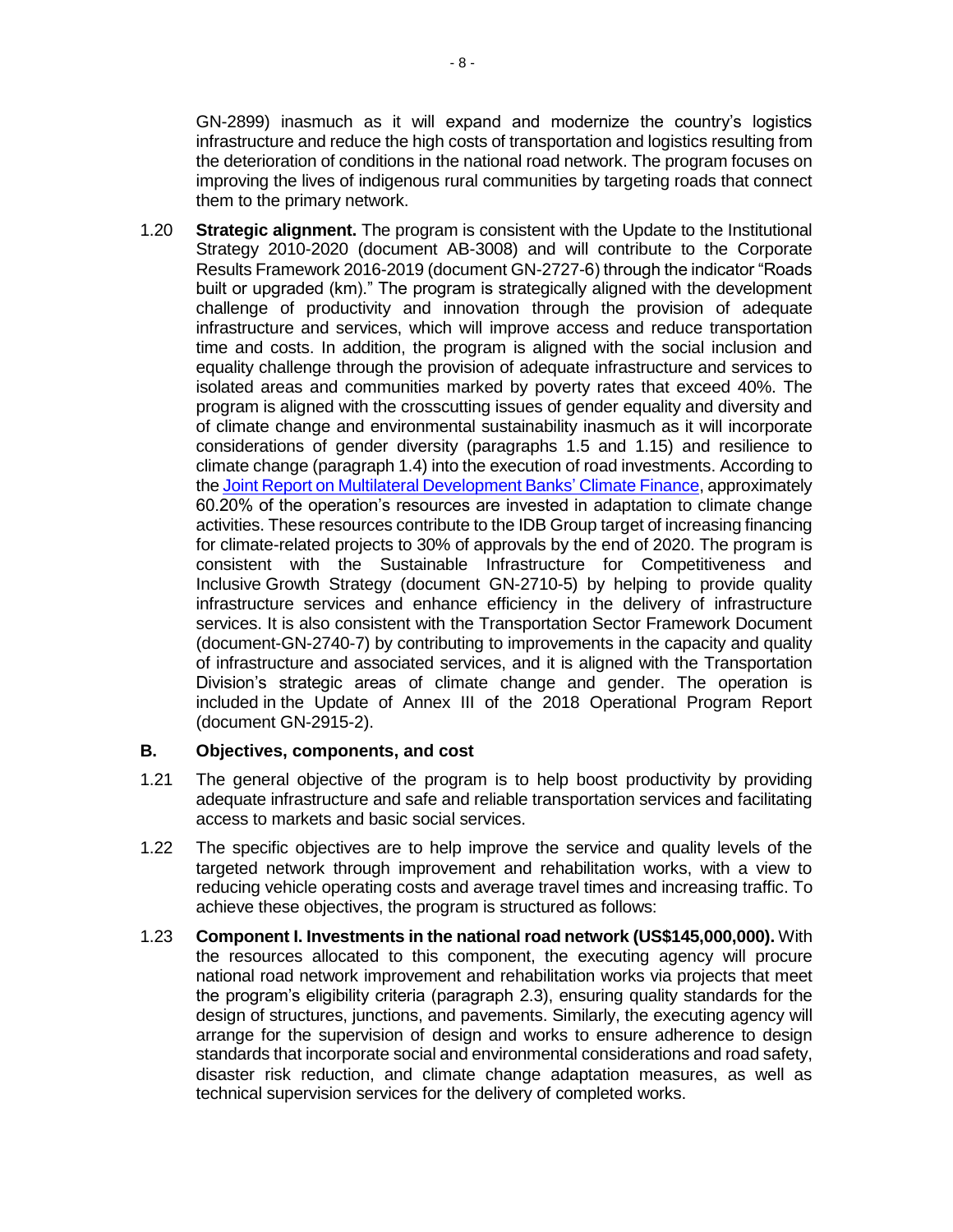GN-2899) inasmuch as it will expand and modernize the country's logistics infrastructure and reduce the high costs of transportation and logistics resulting from the deterioration of conditions in the national road network. The program focuses on improving the lives of indigenous rural communities by targeting roads that connect them to the primary network.

1.20 **Strategic alignment.** The program is consistent with the Update to the Institutional Strategy 2010-2020 (document AB-3008) and will contribute to the Corporate Results Framework 2016-2019 (document GN-2727-6) through the indicator "Roads built or upgraded (km)." The program is strategically aligned with the development challenge of productivity and innovation through the provision of adequate infrastructure and services, which will improve access and reduce transportation time and costs. In addition, the program is aligned with the social inclusion and equality challenge through the provision of adequate infrastructure and services to isolated areas and communities marked by poverty rates that exceed 40%. The program is aligned with the crosscutting issues of gender equality and diversity and of climate change and environmental sustainability inasmuch as it will incorporate considerations of gender diversity (paragraphs 1.5 and 1.15) and resilience to climate change (paragraph 1.4) into the execution of road investments. According to the Joint Report on Multilateral Development Banks' Climate Finance, approximately 60.20% of the operation's resources are invested in adaptation to climate change activities. These resources contribute to the IDB Group target of increasing financing for climate-related projects to 30% of approvals by the end of 2020. The program is consistent with the Sustainable Infrastructure for Competitiveness and Inclusive Growth Strategy (document GN-2710-5) by helping to provide quality infrastructure services and enhance efficiency in the delivery of infrastructure services. It is also consistent with the Transportation Sector Framework Document (document-GN-2740-7) by contributing to improvements in the capacity and quality of infrastructure and associated services, and it is aligned with the Transportation Division's strategic areas of climate change and gender. The operation is included in the Update of Annex III of the 2018 Operational Program Report (document GN-2915-2).

## B. Objectives, components, and cost

1.21 The general objective of the program is to help boost productivity by providing adequate infrastructure and safe and reliable transportation services and facilitating access to markets and basic social services.

1.22 The specific objectives are to help improve the service and quality levels of the targeted network through improvement and rehabilitation works, with a view to reducing vehicle operating costs and average travel times and increasing traffic. To achieve these objectives, the program is structured as follows:

1.23 **Component I. Investments in the national road network (US$145,000,000).** With the resources allocated to this component, the executing agency will procure national road network improvement and rehabilitation works via projects that meet the program's eligibility criteria (paragraph 2.3), ensuring quality standards for the design of structures, junctions, and pavements. Similarly, the executing agency will arrange for the supervision of design and works to ensure adherence to design standards that incorporate social and environmental considerations and road safety, disaster risk reduction, and climate change adaptation measures, as well as technical supervision services for the delivery of completed works.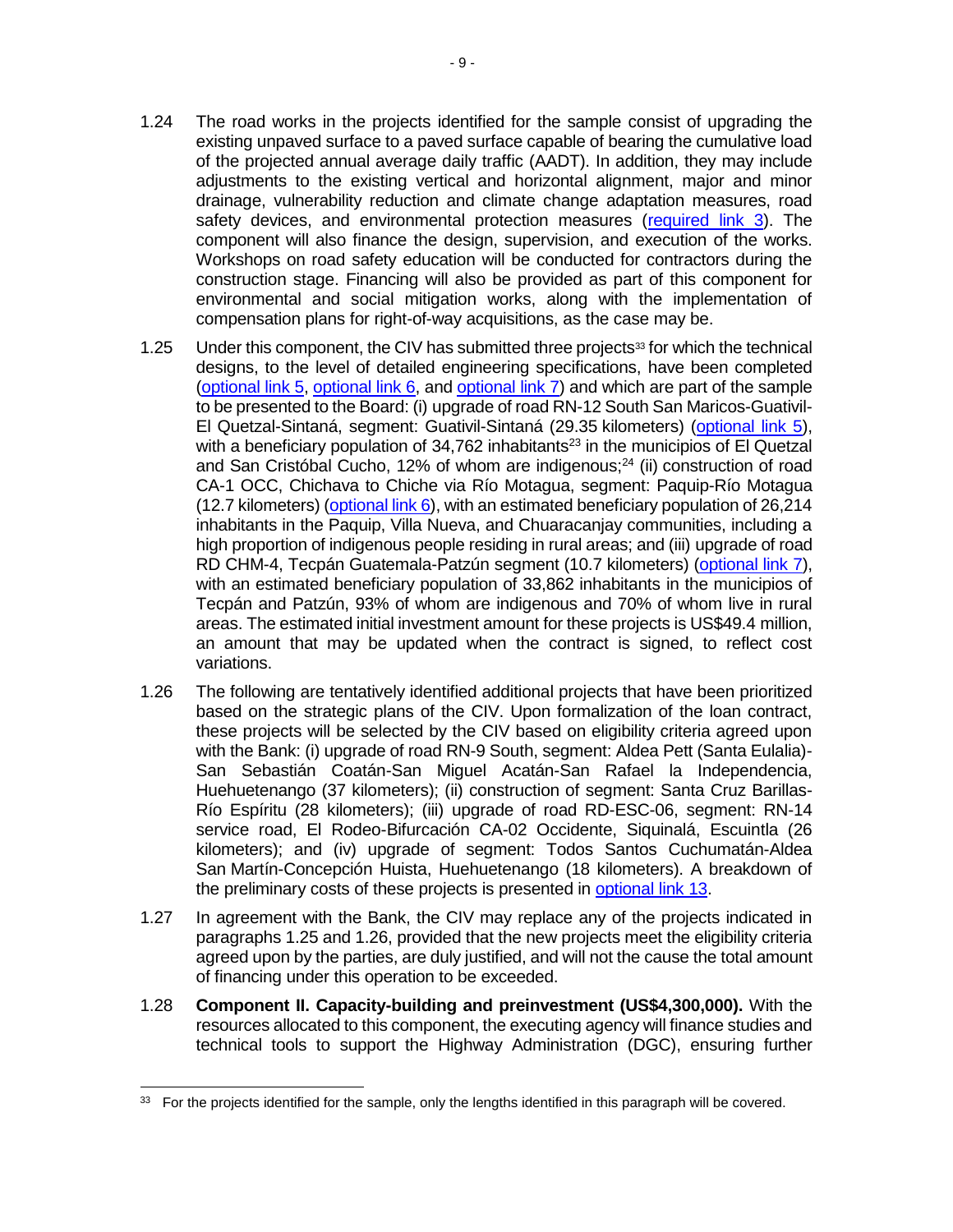1.24 The road works in the projects identified for the sample consist of upgrading the existing unpaved surface to a paved surface capable of bearing the cumulative load of the projected annual average daily traffic (AADT). In addition, they may include adjustments to the existing vertical and horizontal alignment, major and minor drainage, vulnerability reduction and climate change adaptation measures, road safety devices, and environmental protection measures (required link 3). The component will also finance the design, supervision, and execution of the works. Workshops on road safety education will be conducted for contractors during the construction stage. Financing will also be provided as part of this component for environmental and social mitigation works, along with the implementation of compensation plans for right-of-way acquisitions, as the case may be.

1.25 Under this component, the CIV has submitted three projects[33] for which the technical designs, to the level of detailed engineering specifications, have been completed (optional link 5, optional link 6, and optional link 7) and which are part of the sample to be presented to the Board: (i) upgrade of road RN-12 South San Maricos-Guativil-El Quetzal-Sintaná, segment: Guativil-Sintaná (29.35 kilometers) (optional link 5), with a beneficiary population of 34,762 inhabitants[23] in the municipios of El Quetzal and San Cristóbal Cucho, 12% of whom are indigenous;[24] (ii) construction of road CA-1 OCC, Chichava to Chiche via Río Motagua, segment: Paquip-Río Motagua (12.7 kilometers) (optional link 6), with an estimated beneficiary population of 26,214 inhabitants in the Paquip, Villa Nueva, and Chuaracanjay communities, including a high proportion of indigenous people residing in rural areas; and (iii) upgrade of road RD CHM-4, Tecpán Guatemala-Patzún segment (10.7 kilometers) (optional link 7), with an estimated beneficiary population of 33,862 inhabitants in the municipios of Tecpán and Patzún, 93% of whom are indigenous and 70% of whom live in rural areas. The estimated initial investment amount for these projects is US$49.4 million, an amount that may be updated when the contract is signed, to reflect cost variations.

1.26 The following are tentatively identified additional projects that have been prioritized based on the strategic plans of the CIV. Upon formalization of the loan contract, these projects will be selected by the CIV based on eligibility criteria agreed upon with the Bank: (i) upgrade of road RN-9 South, segment: Aldea Pett (Santa Eulalia)-San Sebastián Coatán-San Miguel Acatán-San Rafael la Independencia, Huehuetenango (37 kilometers); (ii) construction of segment: Santa Cruz Barillas-Río Espíritu (28 kilometers); (iii) upgrade of road RD-ESC-06, segment: RN-14 service road, El Rodeo-Bifurcación CA-02 Occidente, Siquinalá, Escuintla (26 kilometers); and (iv) upgrade of segment: Todos Santos Cuchumatán-Aldea San Martín-Concepción Huista, Huehuetenango (18 kilometers). A breakdown of the preliminary costs of these projects is presented in optional link 13.

1.27 In agreement with the Bank, the CIV may replace any of the projects indicated in paragraphs 1.25 and 1.26, provided that the new projects meet the eligibility criteria agreed upon by the parties, are duly justified, and will not the cause the total amount of financing under this operation to be exceeded.

1.28 **Component II. Capacity-building and preinvestment (US$4,300,000).** With the resources allocated to this component, the executing agency will finance studies and technical tools to support the Highway Administration (DGC), ensuring further

[33] For the projects identified for the sample, only the lengths identified in this paragraph will be covered.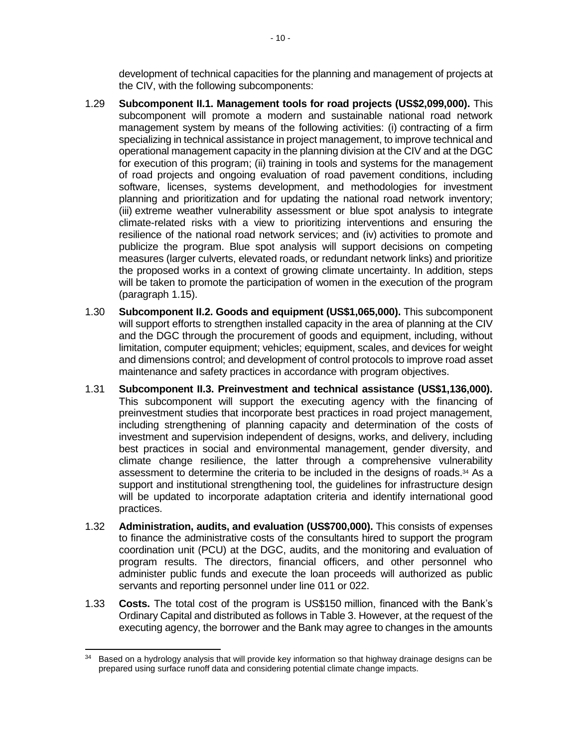development of technical capacities for the planning and management of projects at the CIV, with the following subcomponents:

1.29 **Subcomponent II.1. Management tools for road projects (US$2,099,000).** This subcomponent will promote a modern and sustainable national road network management system by means of the following activities: (i) contracting of a firm specializing in technical assistance in project management, to improve technical and operational management capacity in the planning division at the CIV and at the DGC for execution of this program; (ii) training in tools and systems for the management of road projects and ongoing evaluation of road pavement conditions, including software, licenses, systems development, and methodologies for investment planning and prioritization and for updating the national road network inventory; (iii) extreme weather vulnerability assessment or blue spot analysis to integrate climate-related risks with a view to prioritizing interventions and ensuring the resilience of the national road network services; and (iv) activities to promote and publicize the program. Blue spot analysis will support decisions on competing measures (larger culverts, elevated roads, or redundant network links) and prioritize the proposed works in a context of growing climate uncertainty. In addition, steps will be taken to promote the participation of women in the execution of the program (paragraph 1.15).

1.30 **Subcomponent II.2. Goods and equipment (US$1,065,000).** This subcomponent will support efforts to strengthen installed capacity in the area of planning at the CIV and the DGC through the procurement of goods and equipment, including, without limitation, computer equipment; vehicles; equipment, scales, and devices for weight and dimensions control; and development of control protocols to improve road asset maintenance and safety practices in accordance with program objectives.

1.31 **Subcomponent II.3. Preinvestment and technical assistance (US$1,136,000).** This subcomponent will support the executing agency with the financing of preinvestment studies that incorporate best practices in road project management, including strengthening of planning capacity and determination of the costs of investment and supervision independent of designs, works, and delivery, including best practices in social and environmental management, gender diversity, and climate change resilience, the latter through a comprehensive vulnerability assessment to determine the criteria to be included in the designs of roads.[34] As a support and institutional strengthening tool, the guidelines for infrastructure design will be updated to incorporate adaptation criteria and identify international good practices.

1.32 **Administration, audits, and evaluation (US$700,000).** This consists of expenses to finance the administrative costs of the consultants hired to support the program coordination unit (PCU) at the DGC, audits, and the monitoring and evaluation of program results. The directors, financial officers, and other personnel who administer public funds and execute the loan proceeds will authorized as public servants and reporting personnel under line 011 or 022.

1.33 **Costs.** The total cost of the program is US$150 million, financed with the Bank's Ordinary Capital and distributed as follows in Table 3. However, at the request of the executing agency, the borrower and the Bank may agree to changes in the amounts

---

[34] Based on a hydrology analysis that will provide key information so that highway drainage designs can be prepared using surface runoff data and considering potential climate change impacts.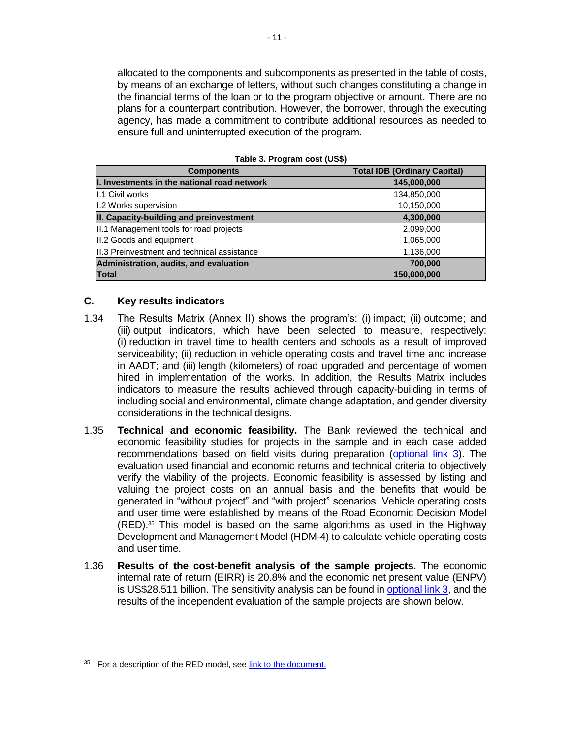allocated to the components and subcomponents as presented in the table of costs, by means of an exchange of letters, without such changes constituting a change in the financial terms of the loan or to the program objective or amount. There are no plans for a counterpart contribution. However, the borrower, through the executing agency, has made a commitment to contribute additional resources as needed to ensure full and uninterrupted execution of the program.

**Table 3. Program cost (US$)**

| Components | Total IDB (Ordinary Capital) |
|---|---|
| **I. Investments in the national road network** | **145,000,000** |
| I.1 Civil works | 134,850,000 |
| I.2 Works supervision | 10,150,000 |
| **II. Capacity-building and preinvestment** | **4,300,000** |
| II.1 Management tools for road projects | 2,099,000 |
| II.2 Goods and equipment | 1,065,000 |
| II.3 Preinvestment and technical assistance | 1,136,000 |
| **Administration, audits, and evaluation** | **700,000** |
| **Total** | **150,000,000** |

## C. Key results indicators

1.34 The Results Matrix (Annex II) shows the program's: (i) impact; (ii) outcome; and (iii) output indicators, which have been selected to measure, respectively: (i) reduction in travel time to health centers and schools as a result of improved serviceability; (ii) reduction in vehicle operating costs and travel time and increase in AADT; and (iii) length (kilometers) of road upgraded and percentage of women hired in implementation of the works. In addition, the Results Matrix includes indicators to measure the results achieved through capacity-building in terms of including social and environmental, climate change adaptation, and gender diversity considerations in the technical designs.

1.35 **Technical and economic feasibility.** The Bank reviewed the technical and economic feasibility studies for projects in the sample and in each case added recommendations based on field visits during preparation (optional link 3). The evaluation used financial and economic returns and technical criteria to objectively verify the viability of the projects. Economic feasibility is assessed by listing and valuing the project costs on an annual basis and the benefits that would be generated in "without project" and "with project" scenarios. Vehicle operating costs and user time were established by means of the Road Economic Decision Model (RED).[35] This model is based on the same algorithms as used in the Highway Development and Management Model (HDM-4) to calculate vehicle operating costs and user time.

1.36 **Results of the cost-benefit analysis of the sample projects.** The economic internal rate of return (EIRR) is 20.8% and the economic net present value (ENPV) is US$28.511 billion. The sensitivity analysis can be found in optional link 3, and the results of the independent evaluation of the sample projects are shown below.

---

[35] For a description of the RED model, see link to the document.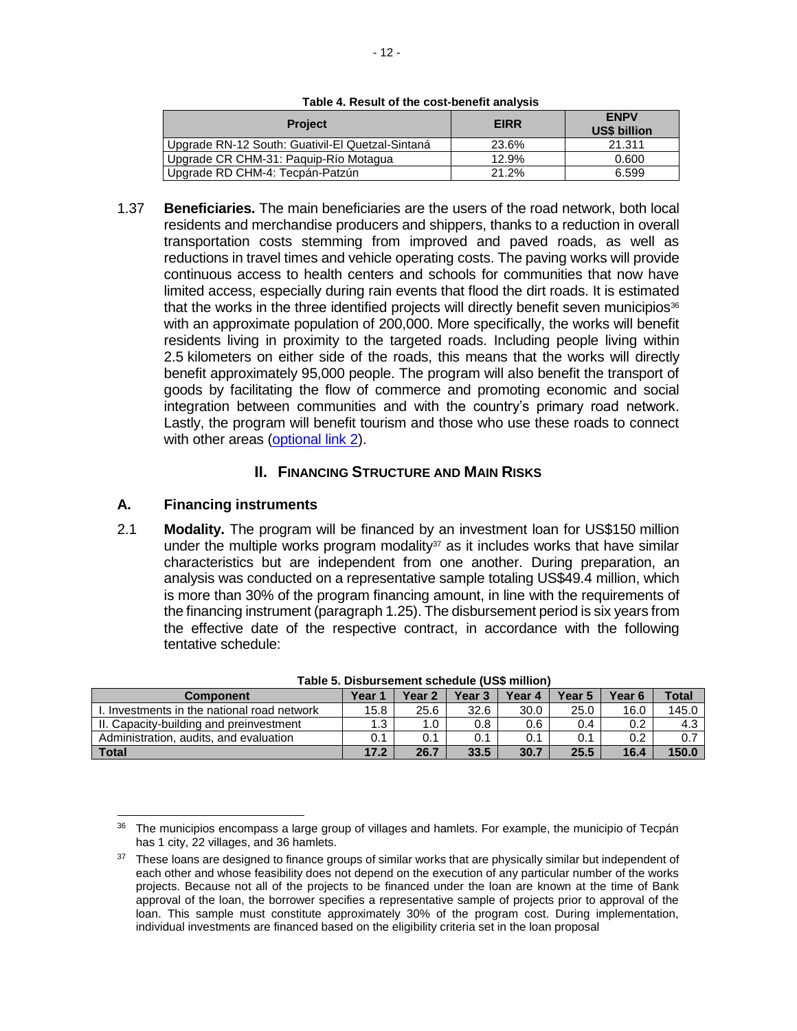**Table 4. Result of the cost-benefit analysis**

| Project | EIRR | ENPV US$ billion |
|---|---|---|
| Upgrade RN-12 South: Guativil-El Quetzal-Sintaná | 23.6% | 21.311 |
| Upgrade CR CHM-31: Paquip-Río Motagua | 12.9% | 0.600 |
| Upgrade RD CHM-4: Tecpán-Patzún | 21.2% | 6.599 |

1.37 **Beneficiaries.** The main beneficiaries are the users of the road network, both local residents and merchandise producers and shippers, thanks to a reduction in overall transportation costs stemming from improved and paved roads, as well as reductions in travel times and vehicle operating costs. The paving works will provide continuous access to health centers and schools for communities that now have limited access, especially during rain events that flood the dirt roads. It is estimated that the works in the three identified projects will directly benefit seven municipios[36] with an approximate population of 200,000. More specifically, the works will benefit residents living in proximity to the targeted roads. Including people living within 2.5 kilometers on either side of the roads, this means that the works will directly benefit approximately 95,000 people. The program will also benefit the transport of goods by facilitating the flow of commerce and promoting economic and social integration between communities and with the country's primary road network. Lastly, the program will benefit tourism and those who use these roads to connect with other areas (optional link 2).

## II. Financing Structure and Main Risks

### A. Financing instruments

2.1 **Modality.** The program will be financed by an investment loan for US$150 million under the multiple works program modality[37] as it includes works that have similar characteristics but are independent from one another. During preparation, an analysis was conducted on a representative sample totaling US$49.4 million, which is more than 30% of the program financing amount, in line with the requirements of the financing instrument (paragraph 1.25). The disbursement period is six years from the effective date of the respective contract, in accordance with the following tentative schedule:

**Table 5. Disbursement schedule (US$ million)**

| Component | Year 1 | Year 2 | Year 3 | Year 4 | Year 5 | Year 6 | Total |
|---|---|---|---|---|---|---|---|
| I. Investments in the national road network | 15.8 | 25.6 | 32.6 | 30.0 | 25.0 | 16.0 | 145.0 |
| II. Capacity-building and preinvestment | 1.3 | 1.0 | 0.8 | 0.6 | 0.4 | 0.2 | 4.3 |
| Administration, audits, and evaluation | 0.1 | 0.1 | 0.1 | 0.1 | 0.1 | 0.2 | 0.7 |
| **Total** | **17.2** | **26.7** | **33.5** | **30.7** | **25.5** | **16.4** | **150.0** |

---

[36] The municipios encompass a large group of villages and hamlets. For example, the municipio of Tecpán has 1 city, 22 villages, and 36 hamlets.

[37] These loans are designed to finance groups of similar works that are physically similar but independent of each other and whose feasibility does not depend on the execution of any particular number of the works projects. Because not all of the projects to be financed under the loan are known at the time of Bank approval of the loan, the borrower specifies a representative sample of projects prior to approval of the loan. This sample must constitute approximately 30% of the program cost. During implementation, individual investments are financed based on the eligibility criteria set in the loan proposal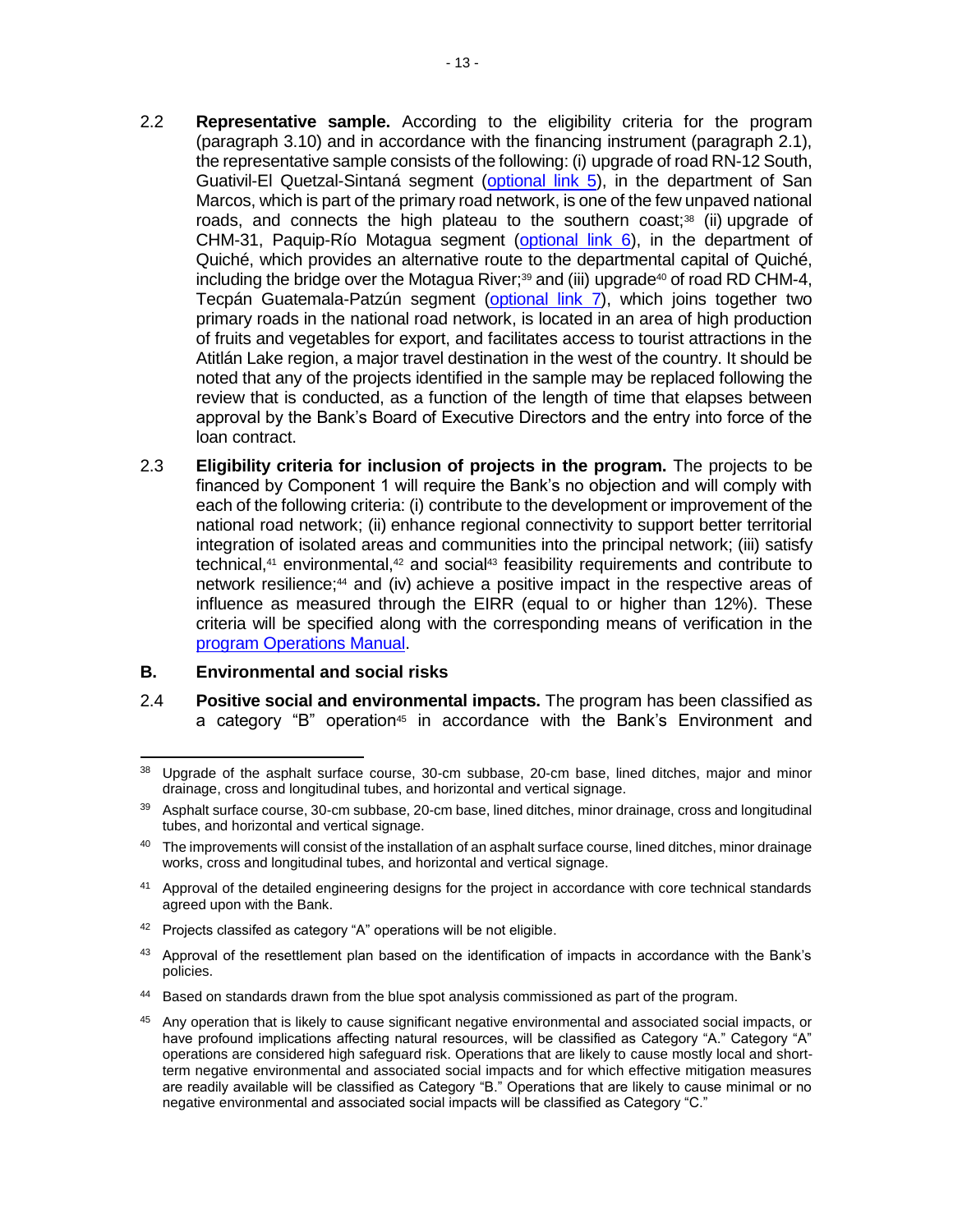2.2 **Representative sample.** According to the eligibility criteria for the program (paragraph 3.10) and in accordance with the financing instrument (paragraph 2.1), the representative sample consists of the following: (i) upgrade of road RN-12 South, Guativil-El Quetzal-Sintaná segment (optional link 5), in the department of San Marcos, which is part of the primary road network, is one of the few unpaved national roads, and connects the high plateau to the southern coast;[38] (ii) upgrade of CHM-31, Paquip-Río Motagua segment (optional link 6), in the department of Quiché, which provides an alternative route to the departmental capital of Quiché, including the bridge over the Motagua River;[39] and (iii) upgrade[40] of road RD CHM-4, Tecpán Guatemala-Patzún segment (optional link 7), which joins together two primary roads in the national road network, is located in an area of high production of fruits and vegetables for export, and facilitates access to tourist attractions in the Atitlán Lake region, a major travel destination in the west of the country. It should be noted that any of the projects identified in the sample may be replaced following the review that is conducted, as a function of the length of time that elapses between approval by the Bank's Board of Executive Directors and the entry into force of the loan contract.

2.3 **Eligibility criteria for inclusion of projects in the program.** The projects to be financed by Component 1 will require the Bank's no objection and will comply with each of the following criteria: (i) contribute to the development or improvement of the national road network; (ii) enhance regional connectivity to support better territorial integration of isolated areas and communities into the principal network; (iii) satisfy technical,[41] environmental,[42] and social[43] feasibility requirements and contribute to network resilience;[44] and (iv) achieve a positive impact in the respective areas of influence as measured through the EIRR (equal to or higher than 12%). These criteria will be specified along with the corresponding means of verification in the program Operations Manual.

## B. Environmental and social risks

2.4 **Positive social and environmental impacts.** The program has been classified as a category "B" operation[45] in accordance with the Bank's Environment and

---

[38] Upgrade of the asphalt surface course, 30-cm subbase, 20-cm base, lined ditches, major and minor drainage, cross and longitudinal tubes, and horizontal and vertical signage.

[39] Asphalt surface course, 30-cm subbase, 20-cm base, lined ditches, minor drainage, cross and longitudinal tubes, and horizontal and vertical signage.

[40] The improvements will consist of the installation of an asphalt surface course, lined ditches, minor drainage works, cross and longitudinal tubes, and horizontal and vertical signage.

[41] Approval of the detailed engineering designs for the project in accordance with core technical standards agreed upon with the Bank.

[42] Projects classifed as category "A" operations will be not eligible.

[43] Approval of the resettlement plan based on the identification of impacts in accordance with the Bank's policies.

[44] Based on standards drawn from the blue spot analysis commissioned as part of the program.

[45] Any operation that is likely to cause significant negative environmental and associated social impacts, or have profound implications affecting natural resources, will be classified as Category "A." Category "A" operations are considered high safeguard risk. Operations that are likely to cause mostly local and short-term negative environmental and associated social impacts and for which effective mitigation measures are readily available will be classified as Category "B." Operations that are likely to cause minimal or no negative environmental and associated social impacts will be classified as Category "C."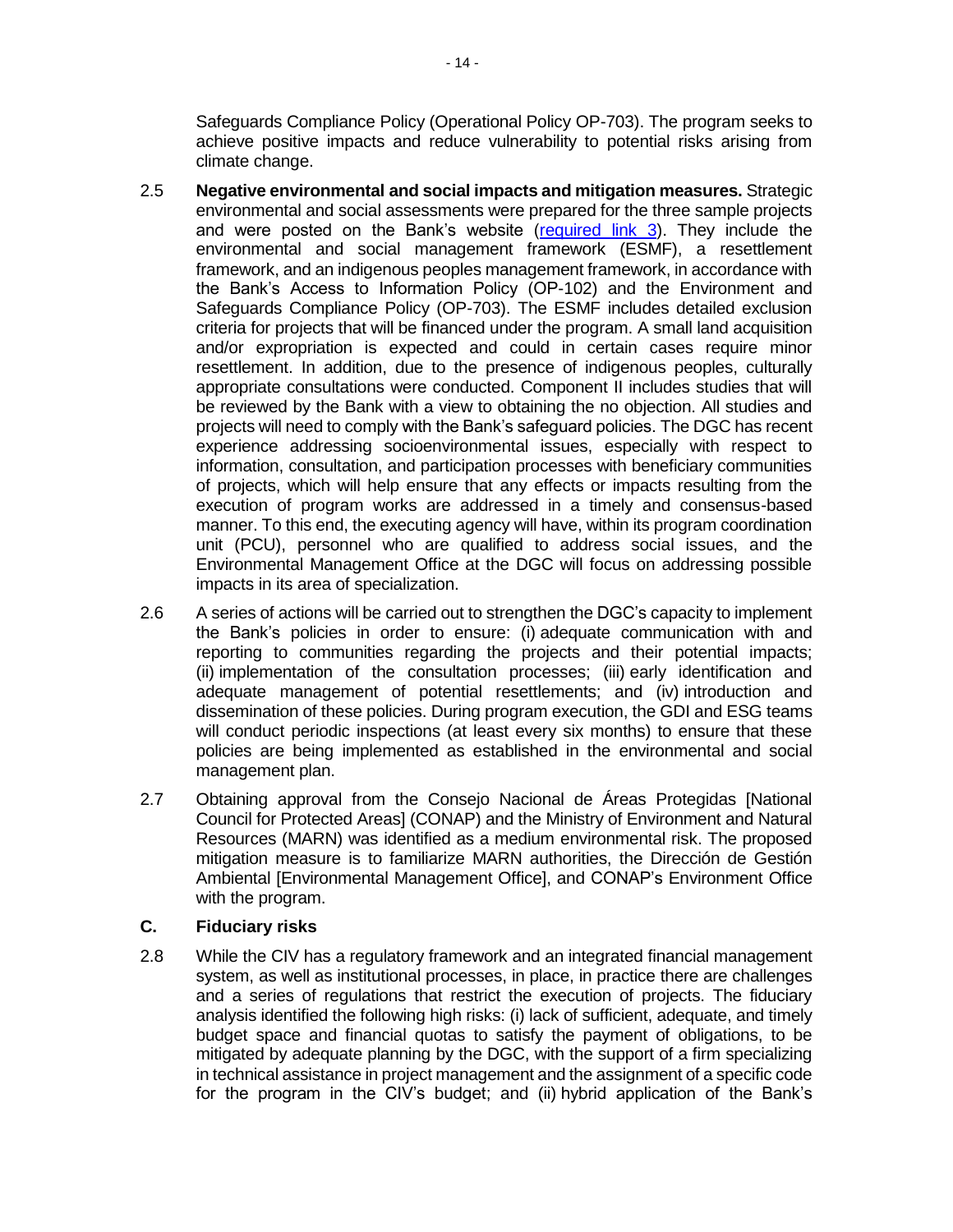Safeguards Compliance Policy (Operational Policy OP-703). The program seeks to achieve positive impacts and reduce vulnerability to potential risks arising from climate change.

2.5 **Negative environmental and social impacts and mitigation measures.** Strategic environmental and social assessments were prepared for the three sample projects and were posted on the Bank's website (required link 3). They include the environmental and social management framework (ESMF), a resettlement framework, and an indigenous peoples management framework, in accordance with the Bank's Access to Information Policy (OP-102) and the Environment and Safeguards Compliance Policy (OP-703). The ESMF includes detailed exclusion criteria for projects that will be financed under the program. A small land acquisition and/or expropriation is expected and could in certain cases require minor resettlement. In addition, due to the presence of indigenous peoples, culturally appropriate consultations were conducted. Component II includes studies that will be reviewed by the Bank with a view to obtaining the no objection. All studies and projects will need to comply with the Bank's safeguard policies. The DGC has recent experience addressing socioenvironmental issues, especially with respect to information, consultation, and participation processes with beneficiary communities of projects, which will help ensure that any effects or impacts resulting from the execution of program works are addressed in a timely and consensus-based manner. To this end, the executing agency will have, within its program coordination unit (PCU), personnel who are qualified to address social issues, and the Environmental Management Office at the DGC will focus on addressing possible impacts in its area of specialization.

2.6 A series of actions will be carried out to strengthen the DGC's capacity to implement the Bank's policies in order to ensure: (i) adequate communication with and reporting to communities regarding the projects and their potential impacts; (ii) implementation of the consultation processes; (iii) early identification and adequate management of potential resettlements; and (iv) introduction and dissemination of these policies. During program execution, the GDI and ESG teams will conduct periodic inspections (at least every six months) to ensure that these policies are being implemented as established in the environmental and social management plan.

2.7 Obtaining approval from the Consejo Nacional de Áreas Protegidas [National Council for Protected Areas] (CONAP) and the Ministry of Environment and Natural Resources (MARN) was identified as a medium environmental risk. The proposed mitigation measure is to familiarize MARN authorities, the Dirección de Gestión Ambiental [Environmental Management Office], and CONAP's Environment Office with the program.

### C. Fiduciary risks

2.8 While the CIV has a regulatory framework and an integrated financial management system, as well as institutional processes, in place, in practice there are challenges and a series of regulations that restrict the execution of projects. The fiduciary analysis identified the following high risks: (i) lack of sufficient, adequate, and timely budget space and financial quotas to satisfy the payment of obligations, to be mitigated by adequate planning by the DGC, with the support of a firm specializing in technical assistance in project management and the assignment of a specific code for the program in the CIV's budget; and (ii) hybrid application of the Bank's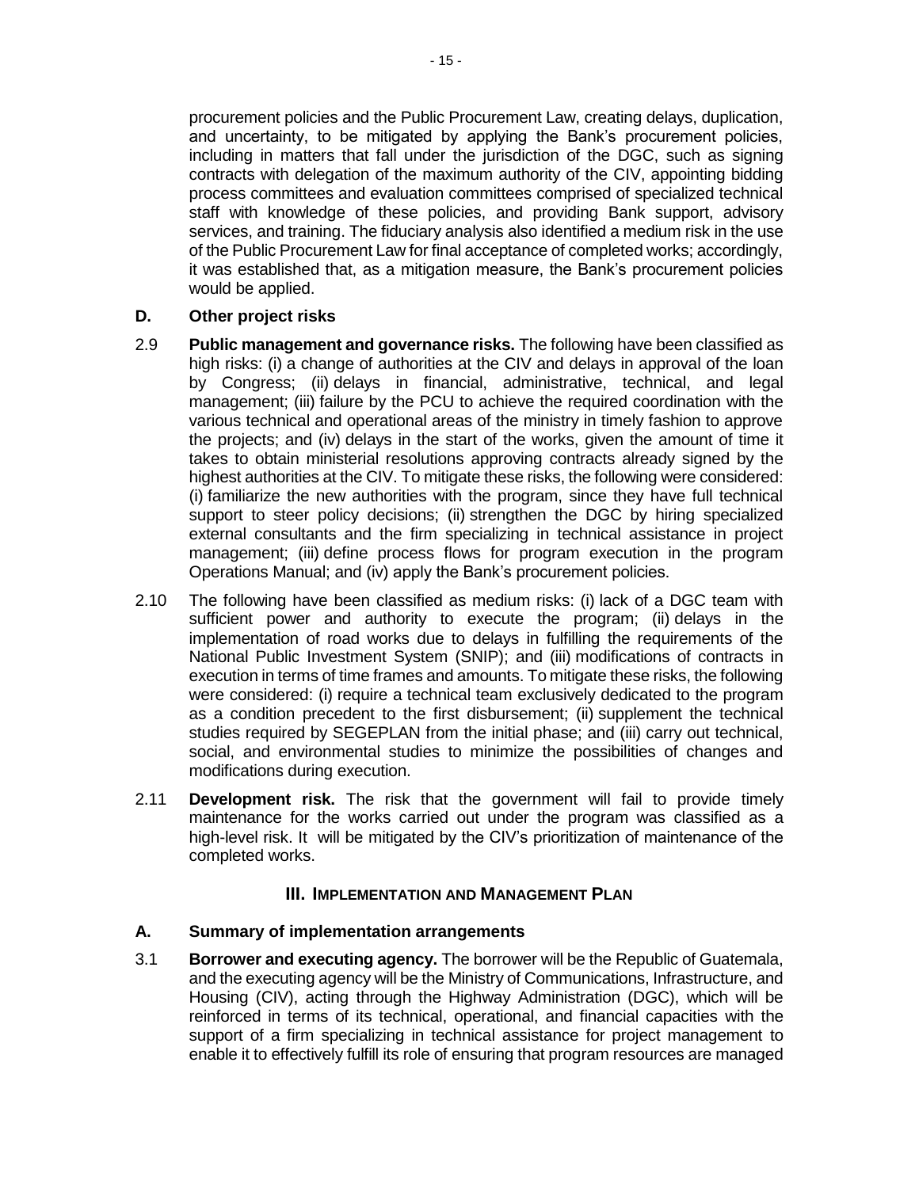procurement policies and the Public Procurement Law, creating delays, duplication, and uncertainty, to be mitigated by applying the Bank's procurement policies, including in matters that fall under the jurisdiction of the DGC, such as signing contracts with delegation of the maximum authority of the CIV, appointing bidding process committees and evaluation committees comprised of specialized technical staff with knowledge of these policies, and providing Bank support, advisory services, and training. The fiduciary analysis also identified a medium risk in the use of the Public Procurement Law for final acceptance of completed works; accordingly, it was established that, as a mitigation measure, the Bank's procurement policies would be applied.

### D. Other project risks

2.9 **Public management and governance risks.** The following have been classified as high risks: (i) a change of authorities at the CIV and delays in approval of the loan by Congress; (ii) delays in financial, administrative, technical, and legal management; (iii) failure by the PCU to achieve the required coordination with the various technical and operational areas of the ministry in timely fashion to approve the projects; and (iv) delays in the start of the works, given the amount of time it takes to obtain ministerial resolutions approving contracts already signed by the highest authorities at the CIV. To mitigate these risks, the following were considered: (i) familiarize the new authorities with the program, since they have full technical support to steer policy decisions; (ii) strengthen the DGC by hiring specialized external consultants and the firm specializing in technical assistance in project management; (iii) define process flows for program execution in the program Operations Manual; and (iv) apply the Bank's procurement policies.

2.10 The following have been classified as medium risks: (i) lack of a DGC team with sufficient power and authority to execute the program; (ii) delays in the implementation of road works due to delays in fulfilling the requirements of the National Public Investment System (SNIP); and (iii) modifications of contracts in execution in terms of time frames and amounts. To mitigate these risks, the following were considered: (i) require a technical team exclusively dedicated to the program as a condition precedent to the first disbursement; (ii) supplement the technical studies required by SEGEPLAN from the initial phase; and (iii) carry out technical, social, and environmental studies to minimize the possibilities of changes and modifications during execution.

2.11 **Development risk.** The risk that the government will fail to provide timely maintenance for the works carried out under the program was classified as a high-level risk. It will be mitigated by the CIV's prioritization of maintenance of the completed works.

## III. IMPLEMENTATION AND MANAGEMENT PLAN

### A. Summary of implementation arrangements

3.1 **Borrower and executing agency.** The borrower will be the Republic of Guatemala, and the executing agency will be the Ministry of Communications, Infrastructure, and Housing (CIV), acting through the Highway Administration (DGC), which will be reinforced in terms of its technical, operational, and financial capacities with the support of a firm specializing in technical assistance for project management to enable it to effectively fulfill its role of ensuring that program resources are managed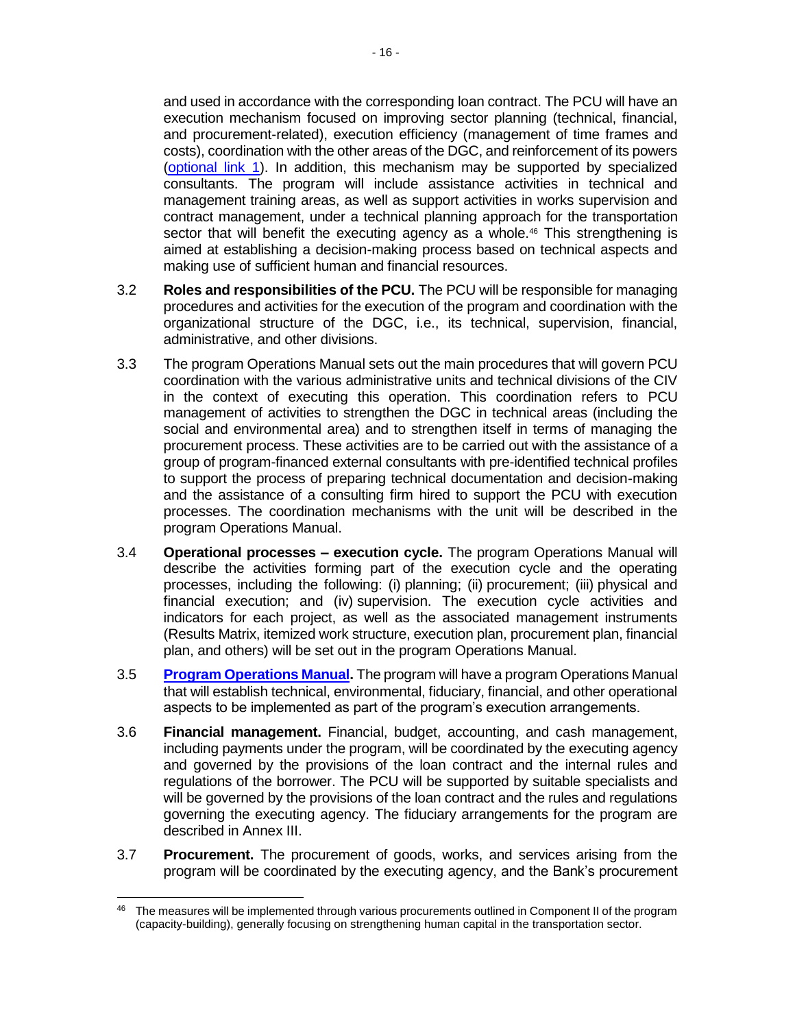and used in accordance with the corresponding loan contract. The PCU will have an execution mechanism focused on improving sector planning (technical, financial, and procurement-related), execution efficiency (management of time frames and costs), coordination with the other areas of the DGC, and reinforcement of its powers (optional link 1). In addition, this mechanism may be supported by specialized consultants. The program will include assistance activities in technical and management training areas, as well as support activities in works supervision and contract management, under a technical planning approach for the transportation sector that will benefit the executing agency as a whole.[46] This strengthening is aimed at establishing a decision-making process based on technical aspects and making use of sufficient human and financial resources.

3.2 **Roles and responsibilities of the PCU.** The PCU will be responsible for managing procedures and activities for the execution of the program and coordination with the organizational structure of the DGC, i.e., its technical, supervision, financial, administrative, and other divisions.

3.3 The program Operations Manual sets out the main procedures that will govern PCU coordination with the various administrative units and technical divisions of the CIV in the context of executing this operation. This coordination refers to PCU management of activities to strengthen the DGC in technical areas (including the social and environmental area) and to strengthen itself in terms of managing the procurement process. These activities are to be carried out with the assistance of a group of program-financed external consultants with pre-identified technical profiles to support the process of preparing technical documentation and decision-making and the assistance of a consulting firm hired to support the PCU with execution processes. The coordination mechanisms with the unit will be described in the program Operations Manual.

3.4 **Operational processes – execution cycle.** The program Operations Manual will describe the activities forming part of the execution cycle and the operating processes, including the following: (i) planning; (ii) procurement; (iii) physical and financial execution; and (iv) supervision. The execution cycle activities and indicators for each project, as well as the associated management instruments (Results Matrix, itemized work structure, execution plan, procurement plan, financial plan, and others) will be set out in the program Operations Manual.

3.5 **Program Operations Manual.** The program will have a program Operations Manual that will establish technical, environmental, fiduciary, financial, and other operational aspects to be implemented as part of the program's execution arrangements.

3.6 **Financial management.** Financial, budget, accounting, and cash management, including payments under the program, will be coordinated by the executing agency and governed by the provisions of the loan contract and the internal rules and regulations of the borrower. The PCU will be supported by suitable specialists and will be governed by the provisions of the loan contract and the rules and regulations governing the executing agency. The fiduciary arrangements for the program are described in Annex III.

3.7 **Procurement.** The procurement of goods, works, and services arising from the program will be coordinated by the executing agency, and the Bank's procurement

---

[46] The measures will be implemented through various procurements outlined in Component II of the program (capacity-building), generally focusing on strengthening human capital in the transportation sector.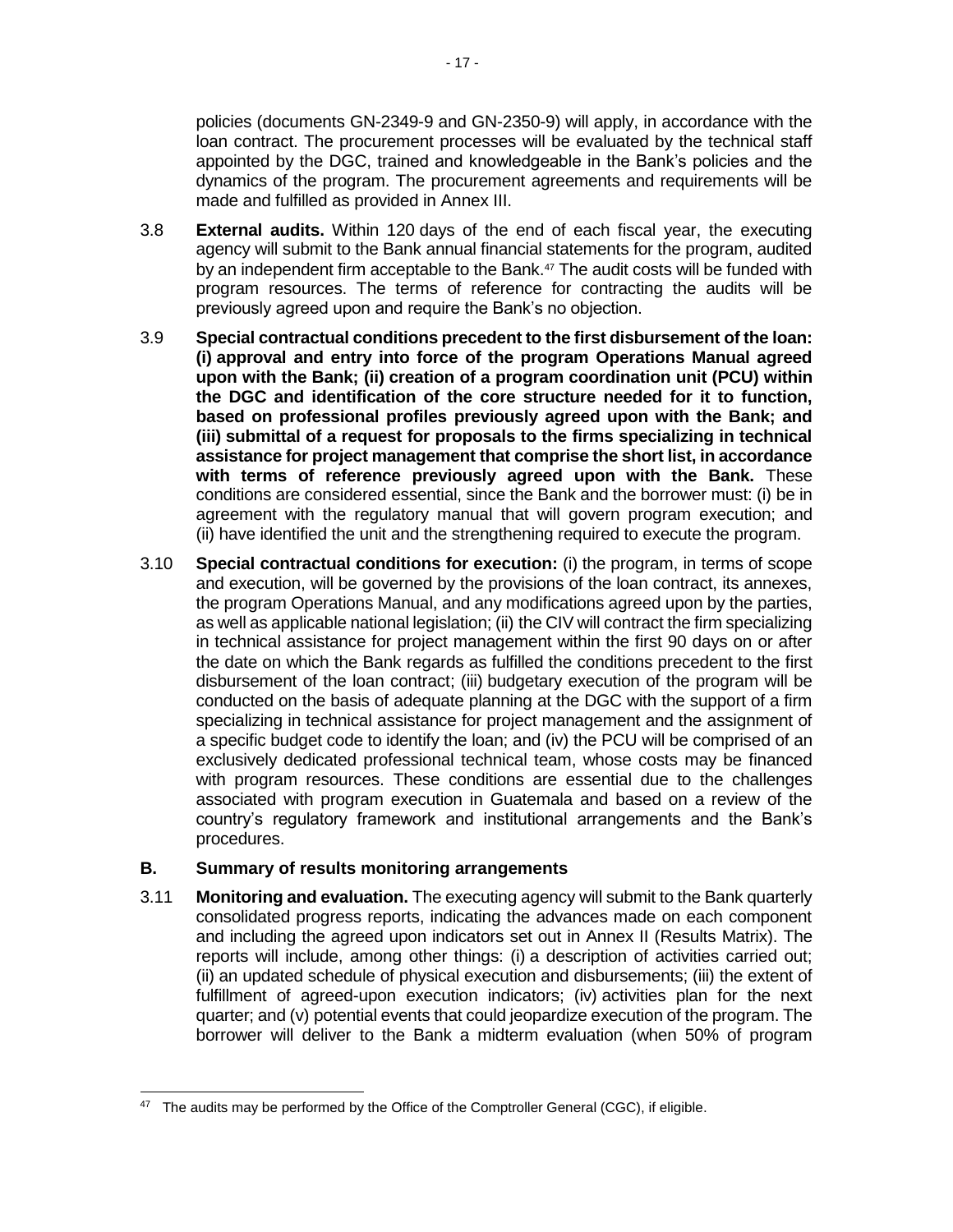policies (documents GN-2349-9 and GN-2350-9) will apply, in accordance with the loan contract. The procurement processes will be evaluated by the technical staff appointed by the DGC, trained and knowledgeable in the Bank's policies and the dynamics of the program. The procurement agreements and requirements will be made and fulfilled as provided in Annex III.

3.8 **External audits.** Within 120 days of the end of each fiscal year, the executing agency will submit to the Bank annual financial statements for the program, audited by an independent firm acceptable to the Bank.[47] The audit costs will be funded with program resources. The terms of reference for contracting the audits will be previously agreed upon and require the Bank's no objection.

3.9 **Special contractual conditions precedent to the first disbursement of the loan: (i) approval and entry into force of the program Operations Manual agreed upon with the Bank; (ii) creation of a program coordination unit (PCU) within the DGC and identification of the core structure needed for it to function, based on professional profiles previously agreed upon with the Bank; and (iii) submittal of a request for proposals to the firms specializing in technical assistance for project management that comprise the short list, in accordance with terms of reference previously agreed upon with the Bank.** These conditions are considered essential, since the Bank and the borrower must: (i) be in agreement with the regulatory manual that will govern program execution; and (ii) have identified the unit and the strengthening required to execute the program.

3.10 **Special contractual conditions for execution:** (i) the program, in terms of scope and execution, will be governed by the provisions of the loan contract, its annexes, the program Operations Manual, and any modifications agreed upon by the parties, as well as applicable national legislation; (ii) the CIV will contract the firm specializing in technical assistance for project management within the first 90 days on or after the date on which the Bank regards as fulfilled the conditions precedent to the first disbursement of the loan contract; (iii) budgetary execution of the program will be conducted on the basis of adequate planning at the DGC with the support of a firm specializing in technical assistance for project management and the assignment of a specific budget code to identify the loan; and (iv) the PCU will be comprised of an exclusively dedicated professional technical team, whose costs may be financed with program resources. These conditions are essential due to the challenges associated with program execution in Guatemala and based on a review of the country's regulatory framework and institutional arrangements and the Bank's procedures.

## B. Summary of results monitoring arrangements

3.11 **Monitoring and evaluation.** The executing agency will submit to the Bank quarterly consolidated progress reports, indicating the advances made on each component and including the agreed upon indicators set out in Annex II (Results Matrix). The reports will include, among other things: (i) a description of activities carried out; (ii) an updated schedule of physical execution and disbursements; (iii) the extent of fulfillment of agreed-upon execution indicators; (iv) activities plan for the next quarter; and (v) potential events that could jeopardize execution of the program. The borrower will deliver to the Bank a midterm evaluation (when 50% of program

[47] The audits may be performed by the Office of the Comptroller General (CGC), if eligible.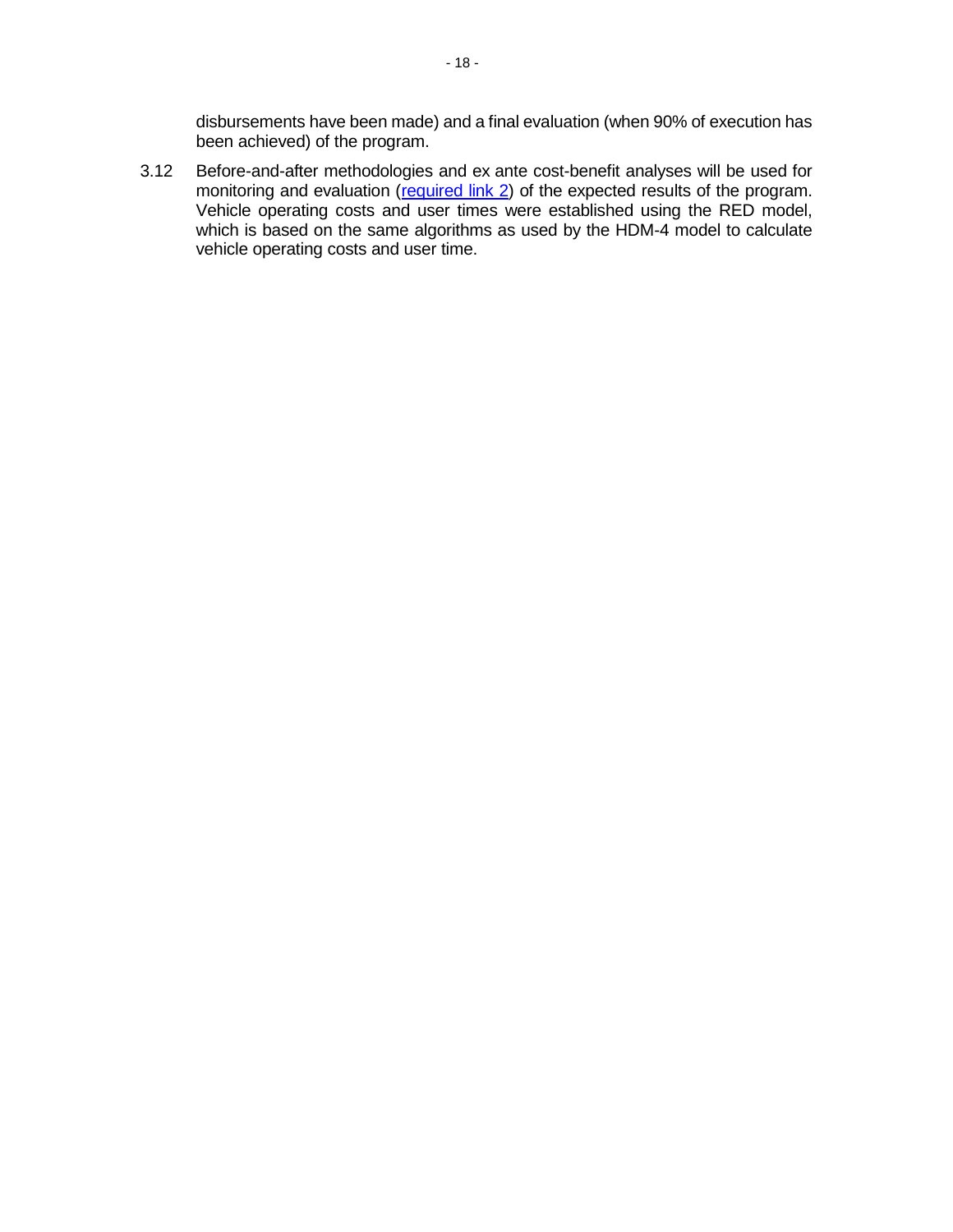disbursements have been made) and a final evaluation (when 90% of execution has been achieved) of the program.

3.12 Before-and-after methodologies and ex ante cost-benefit analyses will be used for monitoring and evaluation (required link 2) of the expected results of the program. Vehicle operating costs and user times were established using the RED model, which is based on the same algorithms as used by the HDM-4 model to calculate vehicle operating costs and user time.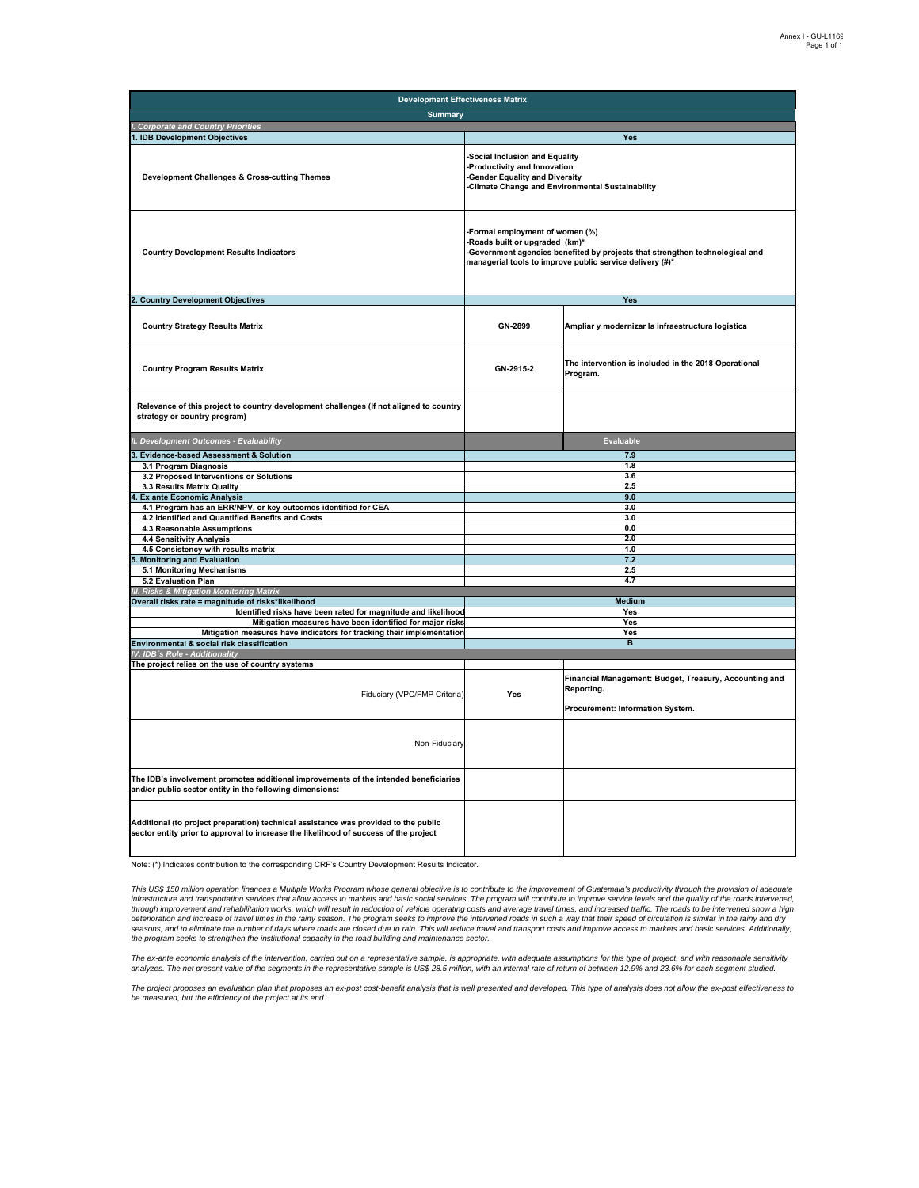| Development Effectiveness Matrix | | |
|---|---|---|
| **Summary** | | |
| *I. Corporate and Country Priorities* | | |
| **1. IDB Development Objectives** | **Yes** | |
| **Development Challenges & Cross-cutting Themes** | **-Social Inclusion and Equality**<br>**-Productivity and Innovation**<br>**-Gender Equality and Diversity**<br>**-Climate Change and Environmental Sustainability** | |
| **Country Development Results Indicators** | **-Formal employment of women (%)**<br>**-Roads built or upgraded (km)***<br>**-Government agencies benefited by projects that strengthen technological and managerial tools to improve public service delivery (#)*** | |
| **2. Country Development Objectives** | **Yes** | |
| **Country Strategy Results Matrix** | **GN-2899** | **Ampliar y modernizar la infraestructura logística** |
| **Country Program Results Matrix** | **GN-2915-2** | **The intervention is included in the 2018 Operational Program.** |
| **Relevance of this project to country development challenges (If not aligned to country strategy or country program)** | | |
| *II. Development Outcomes - Evaluability* | | **Evaluable** |
| **3. Evidence-based Assessment & Solution** | **7.9** | |
| **3.1 Program Diagnosis** | **1.8** | |
| **3.2 Proposed Interventions or Solutions** | **3.6** | |
| **3.3 Results Matrix Quality** | **2.5** | |
| **4. Ex ante Economic Analysis** | **9.0** | |
| **4.1 Program has an ERR/NPV, or key outcomes identified for CEA** | **3.0** | |
| **4.2 Identified and Quantified Benefits and Costs** | **3.0** | |
| **4.3 Reasonable Assumptions** | **0.0** | |
| **4.4 Sensitivity Analysis** | **2.0** | |
| **4.5 Consistency with results matrix** | **1.0** | |
| **5. Monitoring and Evaluation** | **7.2** | |
| **5.1 Monitoring Mechanisms** | **2.5** | |
| **5.2 Evaluation Plan** | **4.7** | |
| *III. Risks & Mitigation Monitoring Matrix* | | |
| **Overall risks rate = magnitude of risks*likelihood** | **Medium** | |
| **Identified risks have been rated for magnitude and likelihood** | **Yes** | |
| **Mitigation measures have been identified for major risks** | **Yes** | |
| **Mitigation measures have indicators for tracking their implementation** | **Yes** | |
| **Environmental & social risk classification** | **B** | |
| *IV. IDB´s Role - Additionality* | | |
| **The project relies on the use of country systems** | | |
| Fiduciary (VPC/FMP Criteria) | **Yes** | **Financial Management: Budget, Treasury, Accounting and Reporting.**<br><br>**Procurement: Information System.** |
| Non-Fiduciary | | |
| **The IDB's involvement promotes additional improvements of the intended beneficiaries and/or public sector entity in the following dimensions:** | | |
| **Additional (to project preparation) technical assistance was provided to the public sector entity prior to approval to increase the likelihood of success of the project** | | |

Note: (*) Indicates contribution to the corresponding CRF's Country Development Results Indicator.

*This US$ 150 million operation finances a Multiple Works Program whose general objective is to contribute to the improvement of Guatemala's productivity through the provision of adequate infrastructure and transportation services that allow access to markets and basic social services. The program will contribute to improve service levels and the quality of the roads intervened, through improvement and rehabilitation works, which will result in reduction of vehicle operating costs and average travel times, and increased traffic. The roads to be intervened show a high deterioration and increase of travel times in the rainy season. The program seeks to improve the intervened roads in such a way that their speed of circulation is similar in the rainy and dry seasons, and to eliminate the number of days where roads are closed due to rain. This will reduce travel and transport costs and improve access to markets and basic services. Additionally, the program seeks to strengthen the institutional capacity in the road building and maintenance sector.*

*The ex-ante economic analysis of the intervention, carried out on a representative sample, is appropriate, with adequate assumptions for this type of project, and with reasonable sensitivity analyzes. The net present value of the segments in the representative sample is US$ 28.5 million, with an internal rate of return of between 12.9% and 23.6% for each segment studied.*

*The project proposes an evaluation plan that proposes an ex-post cost-benefit analysis that is well presented and developed. This type of analysis does not allow the ex-post effectiveness to be measured, but the efficiency of the project at its end.*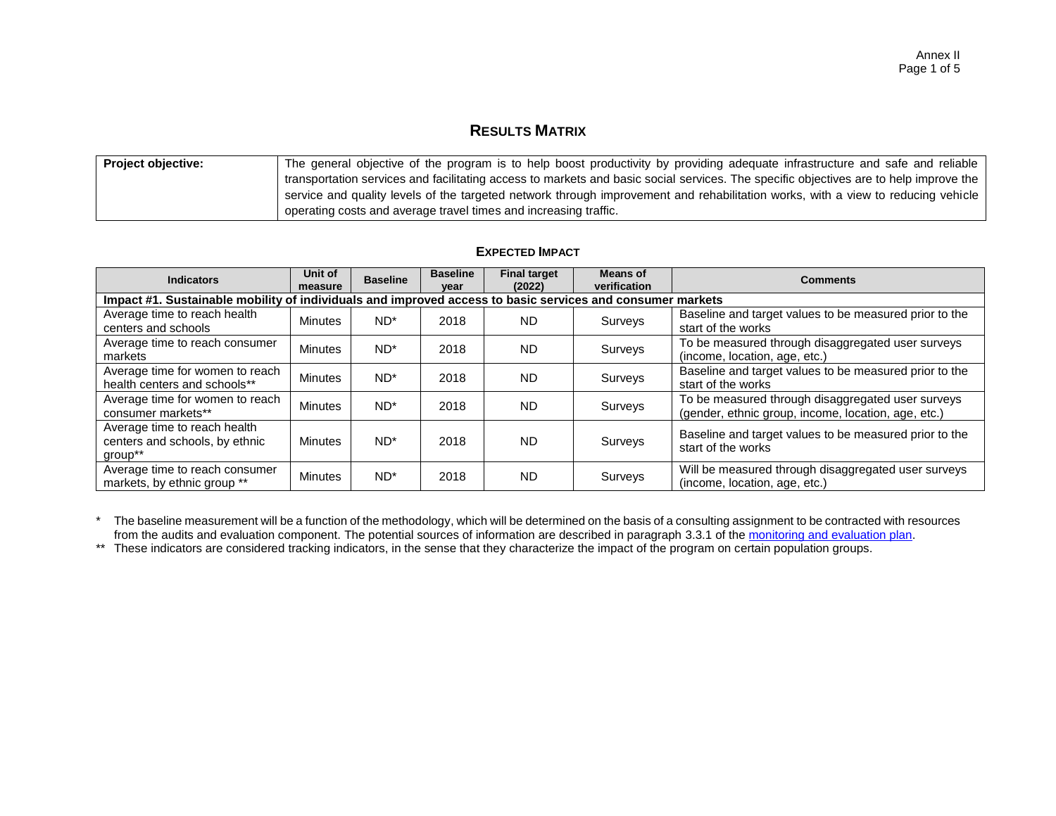## RESULTS MATRIX

| Project objective: | The general objective of the program is to help boost productivity by providing adequate infrastructure and safe and reliable transportation services and facilitating access to markets and basic social services. The specific objectives are to help improve the service and quality levels of the targeted network through improvement and rehabilitation works, with a view to reducing vehicle operating costs and average travel times and increasing traffic. |
|---|---|

### EXPECTED IMPACT

| Indicators | Unit of measure | Baseline | Baseline year | Final target (2022) | Means of verification | Comments |
|---|---|---|---|---|---|---|
| **Impact #1. Sustainable mobility of individuals and improved access to basic services and consumer markets** | | | | | | |
| Average time to reach health centers and schools | Minutes | ND* | 2018 | ND | Surveys | Baseline and target values to be measured prior to the start of the works |
| Average time to reach consumer markets | Minutes | ND* | 2018 | ND | Surveys | To be measured through disaggregated user surveys (income, location, age, etc.) |
| Average time for women to reach health centers and schools** | Minutes | ND* | 2018 | ND | Surveys | Baseline and target values to be measured prior to the start of the works |
| Average time for women to reach consumer markets** | Minutes | ND* | 2018 | ND | Surveys | To be measured through disaggregated user surveys (gender, ethnic group, income, location, age, etc.) |
| Average time to reach health centers and schools, by ethnic group** | Minutes | ND* | 2018 | ND | Surveys | Baseline and target values to be measured prior to the start of the works |
| Average time to reach consumer markets, by ethnic group ** | Minutes | ND* | 2018 | ND | Surveys | Will be measured through disaggregated user surveys (income, location, age, etc.) |

\* The baseline measurement will be a function of the methodology, which will be determined on the basis of a consulting assignment to be contracted with resources from the audits and evaluation component. The potential sources of information are described in paragraph 3.3.1 of the monitoring and evaluation plan.

\** These indicators are considered tracking indicators, in the sense that they characterize the impact of the program on certain population groups.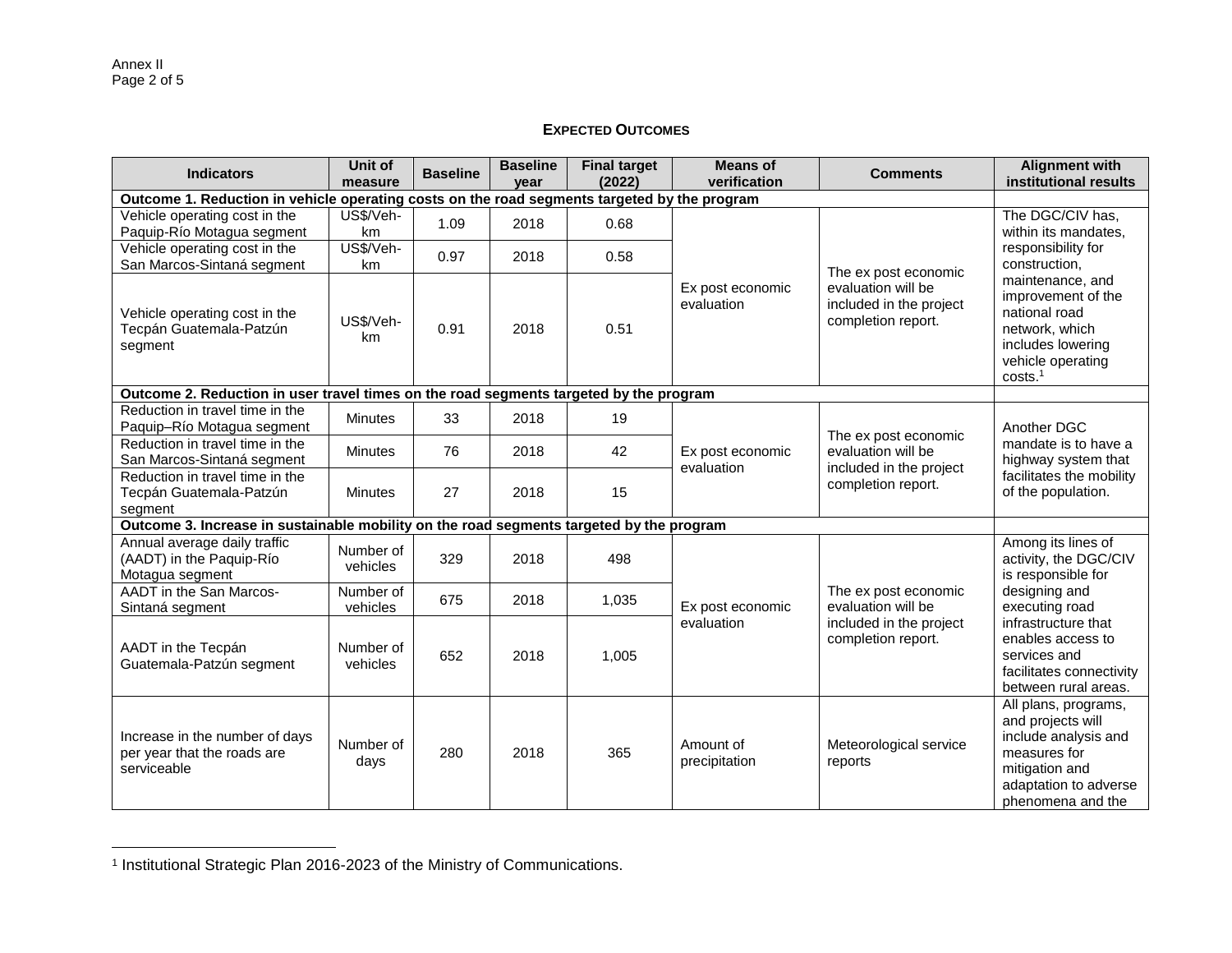## EXPECTED OUTCOMES

| Indicators | Unit of measure | Baseline | Baseline year | Final target (2022) | Means of verification | Comments | Alignment with institutional results |
|---|---|---|---|---|---|---|---|
| **Outcome 1. Reduction in vehicle operating costs on the road segments targeted by the program** | | | | | | | |
| Vehicle operating cost in the Paquip-Río Motagua segment | US$/Veh-km | 1.09 | 2018 | 0.68 | Ex post economic evaluation | The ex post economic evaluation will be included in the project completion report. | The DGC/CIV has, within its mandates, responsibility for construction, maintenance, and improvement of the national road network, which includes lowering vehicle operating costs.[1] |
| Vehicle operating cost in the San Marcos-Sintaná segment | US$/Veh-km | 0.97 | 2018 | 0.58 | | | |
| Vehicle operating cost in the Tecpán Guatemala-Patzún segment | US$/Veh-km | 0.91 | 2018 | 0.51 | | | |
| **Outcome 2. Reduction in user travel times on the road segments targeted by the program** | | | | | | | |
| Reduction in travel time in the Paquip–Río Motagua segment | Minutes | 33 | 2018 | 19 | Ex post economic evaluation | The ex post economic evaluation will be included in the project completion report. | Another DGC mandate is to have a highway system that facilitates the mobility of the population. |
| Reduction in travel time in the San Marcos-Sintaná segment | Minutes | 76 | 2018 | 42 | | | |
| Reduction in travel time in the Tecpán Guatemala-Patzún segment | Minutes | 27 | 2018 | 15 | | | |
| **Outcome 3. Increase in sustainable mobility on the road segments targeted by the program** | | | | | | | |
| Annual average daily traffic (AADT) in the Paquip-Río Motagua segment | Number of vehicles | 329 | 2018 | 498 | Ex post economic evaluation | The ex post economic evaluation will be included in the project completion report. | Among its lines of activity, the DGC/CIV is responsible for designing and executing road infrastructure that enables access to services and facilitates connectivity between rural areas. |
| AADT in the San Marcos-Sintaná segment | Number of vehicles | 675 | 2018 | 1,035 | | | |
| AADT in the Tecpán Guatemala-Patzún segment | Number of vehicles | 652 | 2018 | 1,005 | | | |
| Increase in the number of days per year that the roads are serviceable | Number of days | 280 | 2018 | 365 | Amount of precipitation | Meteorological service reports | All plans, programs, and projects will include analysis and measures for mitigation and adaptation to adverse phenomena and the |

[1] Institutional Strategic Plan 2016-2023 of the Ministry of Communications.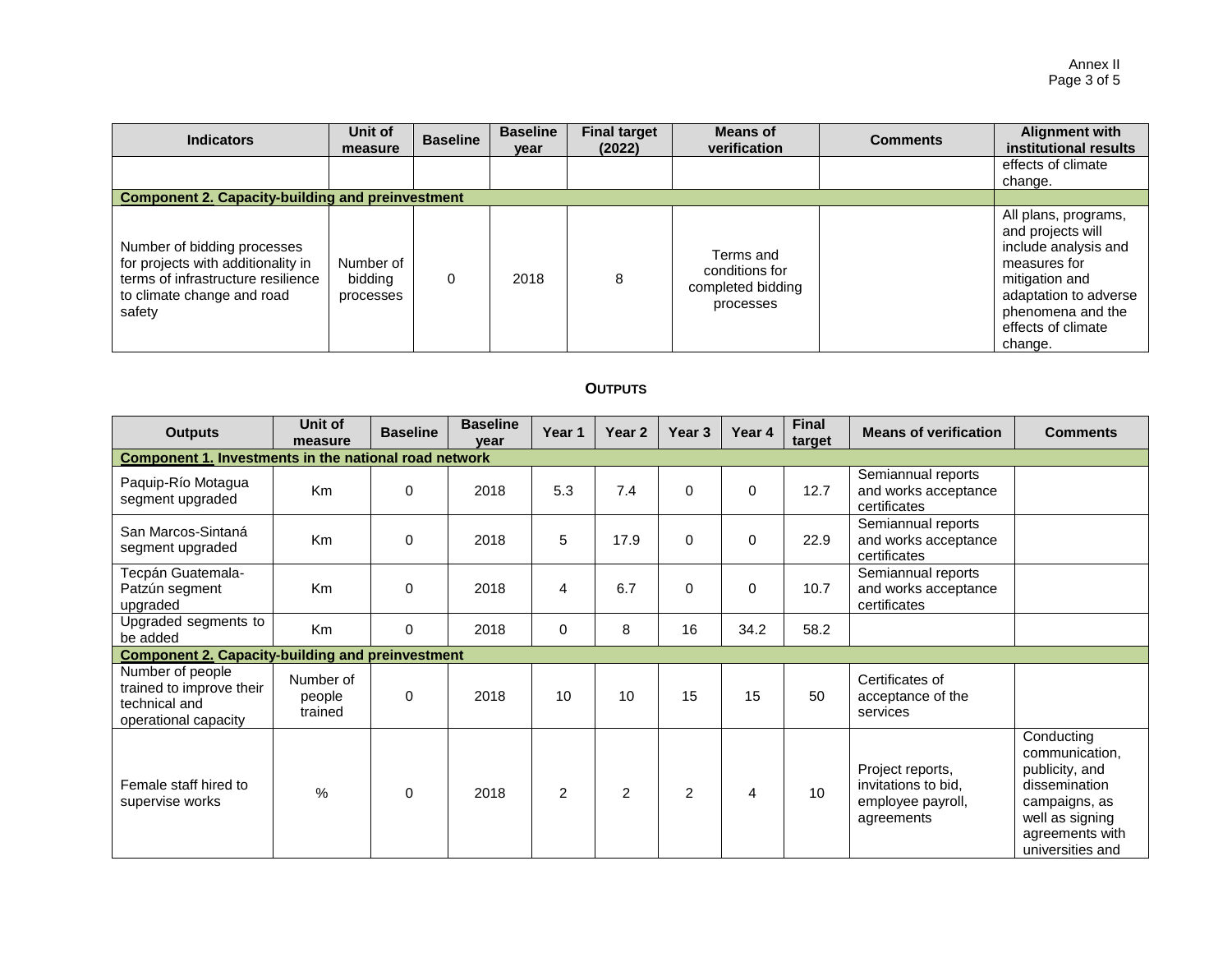| Indicators | Unit of measure | Baseline | Baseline year | Final target (2022) | Means of verification | Comments | Alignment with institutional results |
|---|---|---|---|---|---|---|---|
| | | | | | | | effects of climate change. |
| **Component 2. Capacity-building and preinvestment** | | | | | | | |
| Number of bidding processes for projects with additionality in terms of infrastructure resilience to climate change and road safety | Number of bidding processes | 0 | 2018 | 8 | Terms and conditions for completed bidding processes | | All plans, programs, and projects will include analysis and measures for mitigation and adaptation to adverse phenomena and the effects of climate change. |

## OUTPUTS

| Outputs | Unit of measure | Baseline | Baseline year | Year 1 | Year 2 | Year 3 | Year 4 | Final target | Means of verification | Comments |
|---|---|---|---|---|---|---|---|---|---|---|
| **Component 1. Investments in the national road network** | | | | | | | | | | |
| Paquip-Río Motagua segment upgraded | Km | 0 | 2018 | 5.3 | 7.4 | 0 | 0 | 12.7 | Semiannual reports and works acceptance certificates | |
| San Marcos-Sintaná segment upgraded | Km | 0 | 2018 | 5 | 17.9 | 0 | 0 | 22.9 | Semiannual reports and works acceptance certificates | |
| Tecpán Guatemala-Patzún segment upgraded | Km | 0 | 2018 | 4 | 6.7 | 0 | 0 | 10.7 | Semiannual reports and works acceptance certificates | |
| Upgraded segments to be added | Km | 0 | 2018 | 0 | 8 | 16 | 34.2 | 58.2 | | |
| **Component 2. Capacity-building and preinvestment** | | | | | | | | | | |
| Number of people trained to improve their technical and operational capacity | Number of people trained | 0 | 2018 | 10 | 10 | 15 | 15 | 50 | Certificates of acceptance of the services | |
| Female staff hired to supervise works | % | 0 | 2018 | 2 | 2 | 2 | 4 | 10 | Project reports, invitations to bid, employee payroll, agreements | Conducting communication, publicity, and dissemination campaigns, as well as signing agreements with universities and |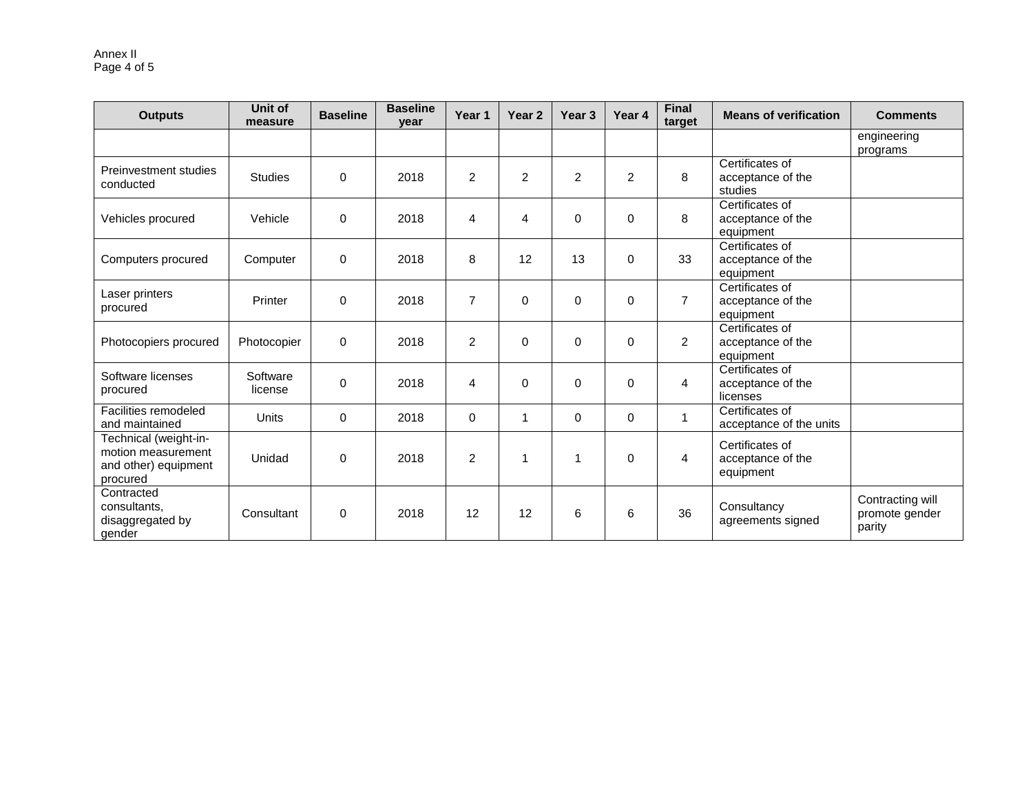| Outputs | Unit of measure | Baseline | Baseline year | Year 1 | Year 2 | Year 3 | Year 4 | Final target | Means of verification | Comments |
|---|---|---|---|---|---|---|---|---|---|---|
| | | | | | | | | | | engineering programs |
| Preinvestment studies conducted | Studies | 0 | 2018 | 2 | 2 | 2 | 2 | 8 | Certificates of acceptance of the studies | |
| Vehicles procured | Vehicle | 0 | 2018 | 4 | 4 | 0 | 0 | 8 | Certificates of acceptance of the equipment | |
| Computers procured | Computer | 0 | 2018 | 8 | 12 | 13 | 0 | 33 | Certificates of acceptance of the equipment | |
| Laser printers procured | Printer | 0 | 2018 | 7 | 0 | 0 | 0 | 7 | Certificates of acceptance of the equipment | |
| Photocopiers procured | Photocopier | 0 | 2018 | 2 | 0 | 0 | 0 | 2 | Certificates of acceptance of the equipment | |
| Software licenses procured | Software license | 0 | 2018 | 4 | 0 | 0 | 0 | 4 | Certificates of acceptance of the licenses | |
| Facilities remodeled and maintained | Units | 0 | 2018 | 0 | 1 | 0 | 0 | 1 | Certificates of acceptance of the units | |
| Technical (weight-in-motion measurement and other) equipment procured | Unidad | 0 | 2018 | 2 | 1 | 1 | 0 | 4 | Certificates of acceptance of the equipment | |
| Contracted consultants, disaggregated by gender | Consultant | 0 | 2018 | 12 | 12 | 6 | 6 | 36 | Consultancy agreements signed | Contracting will promote gender parity |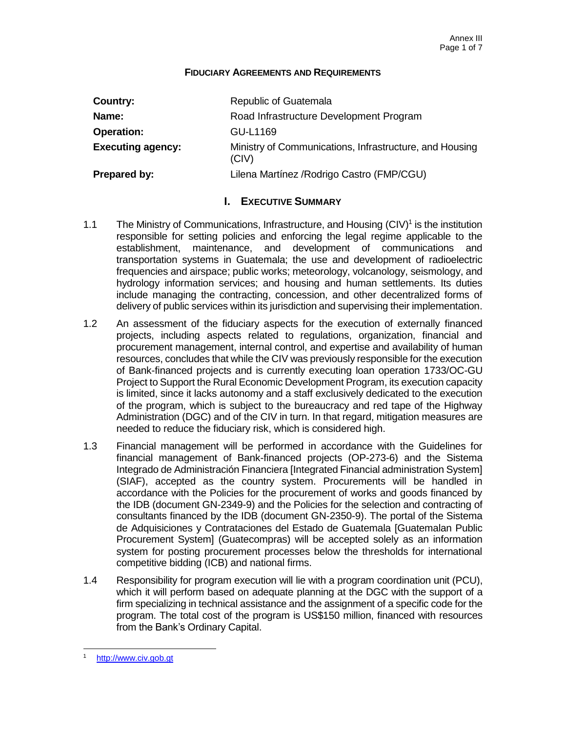# FIDUCIARY AGREEMENTS AND REQUIREMENTS

| | |
|---|---|
| **Country:** | Republic of Guatemala |
| **Name:** | Road Infrastructure Development Program |
| **Operation:** | GU-L1169 |
| **Executing agency:** | Ministry of Communications, Infrastructure, and Housing (CIV) |
| **Prepared by:** | Lilena Martínez /Rodrigo Castro (FMP/CGU) |

## I. EXECUTIVE SUMMARY

1.1 The Ministry of Communications, Infrastructure, and Housing (CIV)[1] is the institution responsible for setting policies and enforcing the legal regime applicable to the establishment, maintenance, and development of communications and transportation systems in Guatemala; the use and development of radioelectric frequencies and airspace; public works; meteorology, volcanology, seismology, and hydrology information services; and housing and human settlements. Its duties include managing the contracting, concession, and other decentralized forms of delivery of public services within its jurisdiction and supervising their implementation.

1.2 An assessment of the fiduciary aspects for the execution of externally financed projects, including aspects related to regulations, organization, financial and procurement management, internal control, and expertise and availability of human resources, concludes that while the CIV was previously responsible for the execution of Bank-financed projects and is currently executing loan operation 1733/OC-GU Project to Support the Rural Economic Development Program, its execution capacity is limited, since it lacks autonomy and a staff exclusively dedicated to the execution of the program, which is subject to the bureaucracy and red tape of the Highway Administration (DGC) and of the CIV in turn. In that regard, mitigation measures are needed to reduce the fiduciary risk, which is considered high.

1.3 Financial management will be performed in accordance with the Guidelines for financial management of Bank-financed projects (OP-273-6) and the Sistema Integrado de Administración Financiera [Integrated Financial administration System] (SIAF), accepted as the country system. Procurements will be handled in accordance with the Policies for the procurement of works and goods financed by the IDB (document GN-2349-9) and the Policies for the selection and contracting of consultants financed by the IDB (document GN-2350-9). The portal of the Sistema de Adquisiciones y Contrataciones del Estado de Guatemala [Guatemalan Public Procurement System] (Guatecompras) will be accepted solely as an information system for posting procurement processes below the thresholds for international competitive bidding (ICB) and national firms.

1.4 Responsibility for program execution will lie with a program coordination unit (PCU), which it will perform based on adequate planning at the DGC with the support of a firm specializing in technical assistance and the assignment of a specific code for the program. The total cost of the program is US$150 million, financed with resources from the Bank's Ordinary Capital.

---

[1] http://www.civ.gob.gt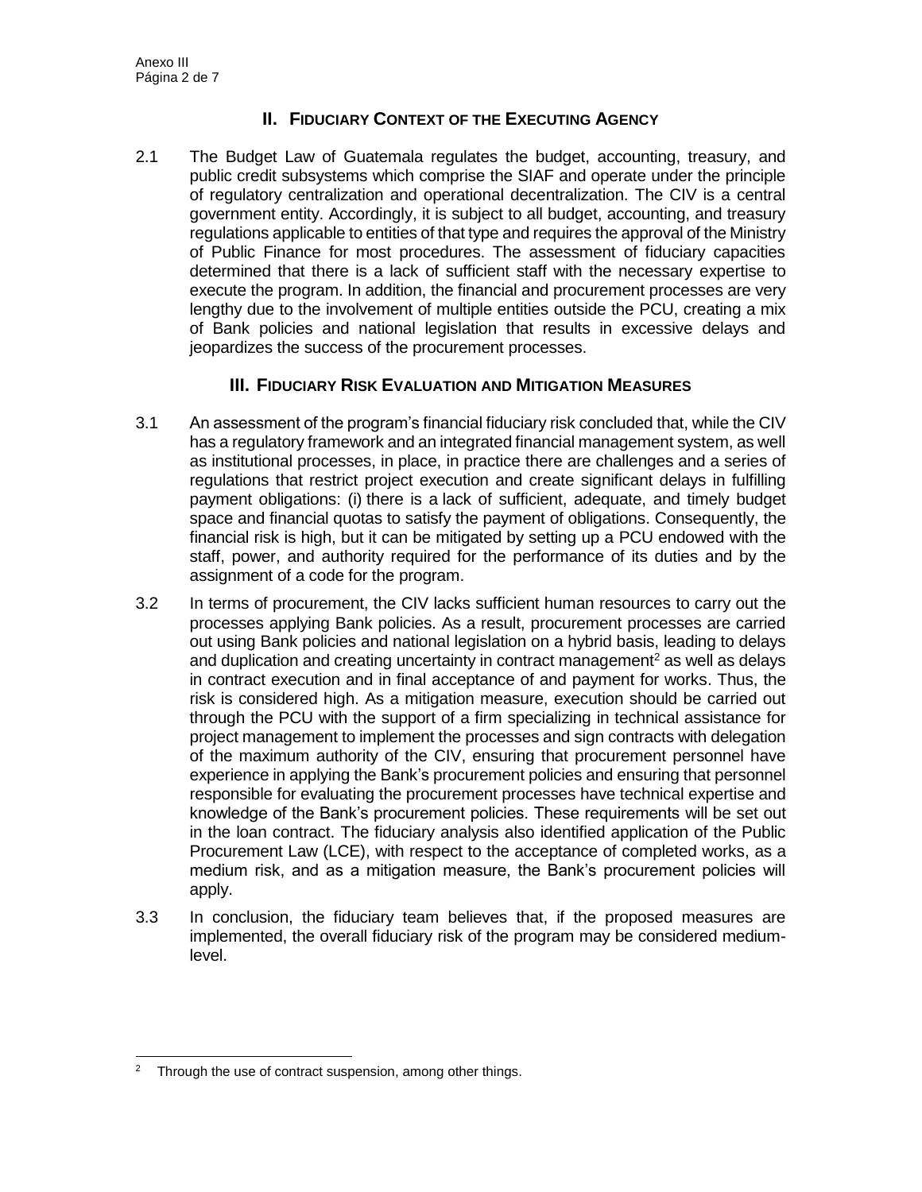## II. FIDUCIARY CONTEXT OF THE EXECUTING AGENCY

2.1 The Budget Law of Guatemala regulates the budget, accounting, treasury, and public credit subsystems which comprise the SIAF and operate under the principle of regulatory centralization and operational decentralization. The CIV is a central government entity. Accordingly, it is subject to all budget, accounting, and treasury regulations applicable to entities of that type and requires the approval of the Ministry of Public Finance for most procedures. The assessment of fiduciary capacities determined that there is a lack of sufficient staff with the necessary expertise to execute the program. In addition, the financial and procurement processes are very lengthy due to the involvement of multiple entities outside the PCU, creating a mix of Bank policies and national legislation that results in excessive delays and jeopardizes the success of the procurement processes.

## III. FIDUCIARY RISK EVALUATION AND MITIGATION MEASURES

3.1 An assessment of the program's financial fiduciary risk concluded that, while the CIV has a regulatory framework and an integrated financial management system, as well as institutional processes, in place, in practice there are challenges and a series of regulations that restrict project execution and create significant delays in fulfilling payment obligations: (i) there is a lack of sufficient, adequate, and timely budget space and financial quotas to satisfy the payment of obligations. Consequently, the financial risk is high, but it can be mitigated by setting up a PCU endowed with the staff, power, and authority required for the performance of its duties and by the assignment of a code for the program.

3.2 In terms of procurement, the CIV lacks sufficient human resources to carry out the processes applying Bank policies. As a result, procurement processes are carried out using Bank policies and national legislation on a hybrid basis, leading to delays and duplication and creating uncertainty in contract management[2] as well as delays in contract execution and in final acceptance of and payment for works. Thus, the risk is considered high. As a mitigation measure, execution should be carried out through the PCU with the support of a firm specializing in technical assistance for project management to implement the processes and sign contracts with delegation of the maximum authority of the CIV, ensuring that procurement personnel have experience in applying the Bank's procurement policies and ensuring that personnel responsible for evaluating the procurement processes have technical expertise and knowledge of the Bank's procurement policies. These requirements will be set out in the loan contract. The fiduciary analysis also identified application of the Public Procurement Law (LCE), with respect to the acceptance of completed works, as a medium risk, and as a mitigation measure, the Bank's procurement policies will apply.

3.3 In conclusion, the fiduciary team believes that, if the proposed measures are implemented, the overall fiduciary risk of the program may be considered medium-level.

[2] Through the use of contract suspension, among other things.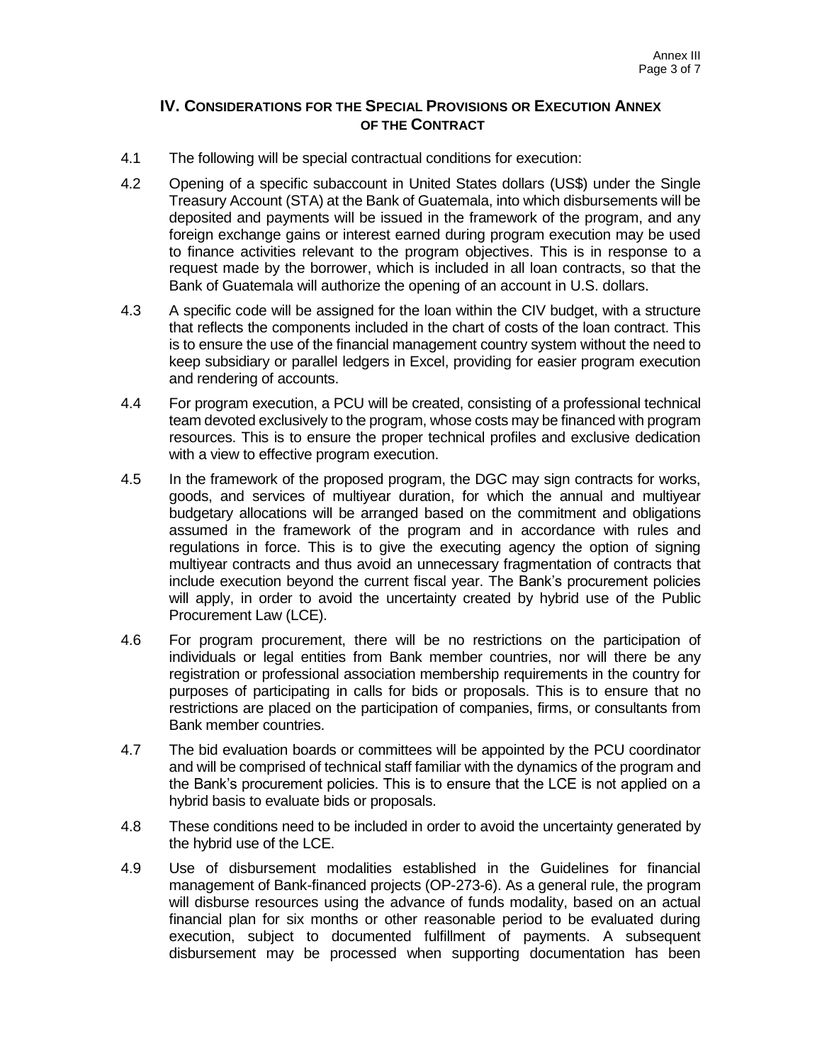## IV. CONSIDERATIONS FOR THE SPECIAL PROVISIONS OR EXECUTION ANNEX OF THE CONTRACT

4.1 The following will be special contractual conditions for execution:

4.2 Opening of a specific subaccount in United States dollars (US$) under the Single Treasury Account (STA) at the Bank of Guatemala, into which disbursements will be deposited and payments will be issued in the framework of the program, and any foreign exchange gains or interest earned during program execution may be used to finance activities relevant to the program objectives. This is in response to a request made by the borrower, which is included in all loan contracts, so that the Bank of Guatemala will authorize the opening of an account in U.S. dollars.

4.3 A specific code will be assigned for the loan within the CIV budget, with a structure that reflects the components included in the chart of costs of the loan contract. This is to ensure the use of the financial management country system without the need to keep subsidiary or parallel ledgers in Excel, providing for easier program execution and rendering of accounts.

4.4 For program execution, a PCU will be created, consisting of a professional technical team devoted exclusively to the program, whose costs may be financed with program resources. This is to ensure the proper technical profiles and exclusive dedication with a view to effective program execution.

4.5 In the framework of the proposed program, the DGC may sign contracts for works, goods, and services of multiyear duration, for which the annual and multiyear budgetary allocations will be arranged based on the commitment and obligations assumed in the framework of the program and in accordance with rules and regulations in force. This is to give the executing agency the option of signing multiyear contracts and thus avoid an unnecessary fragmentation of contracts that include execution beyond the current fiscal year. The Bank's procurement policies will apply, in order to avoid the uncertainty created by hybrid use of the Public Procurement Law (LCE).

4.6 For program procurement, there will be no restrictions on the participation of individuals or legal entities from Bank member countries, nor will there be any registration or professional association membership requirements in the country for purposes of participating in calls for bids or proposals. This is to ensure that no restrictions are placed on the participation of companies, firms, or consultants from Bank member countries.

4.7 The bid evaluation boards or committees will be appointed by the PCU coordinator and will be comprised of technical staff familiar with the dynamics of the program and the Bank's procurement policies. This is to ensure that the LCE is not applied on a hybrid basis to evaluate bids or proposals.

4.8 These conditions need to be included in order to avoid the uncertainty generated by the hybrid use of the LCE.

4.9 Use of disbursement modalities established in the Guidelines for financial management of Bank-financed projects (OP-273-6). As a general rule, the program will disburse resources using the advance of funds modality, based on an actual financial plan for six months or other reasonable period to be evaluated during execution, subject to documented fulfillment of payments. A subsequent disbursement may be processed when supporting documentation has been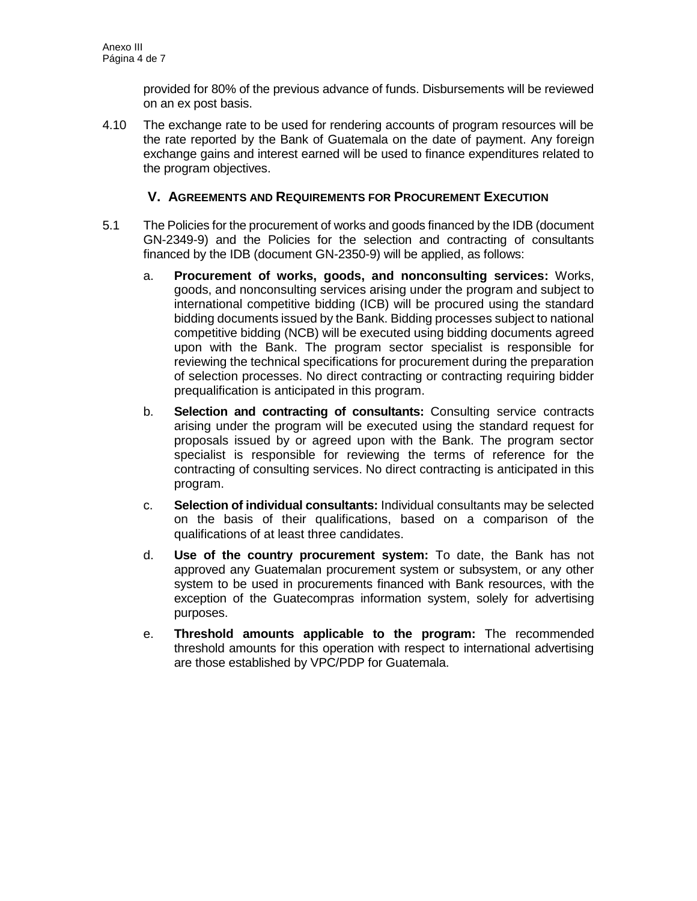provided for 80% of the previous advance of funds. Disbursements will be reviewed on an ex post basis.

4.10 The exchange rate to be used for rendering accounts of program resources will be the rate reported by the Bank of Guatemala on the date of payment. Any foreign exchange gains and interest earned will be used to finance expenditures related to the program objectives.

## V. AGREEMENTS AND REQUIREMENTS FOR PROCUREMENT EXECUTION

5.1 The Policies for the procurement of works and goods financed by the IDB (document GN-2349-9) and the Policies for the selection and contracting of consultants financed by the IDB (document GN-2350-9) will be applied, as follows:

a. **Procurement of works, goods, and nonconsulting services:** Works, goods, and nonconsulting services arising under the program and subject to international competitive bidding (ICB) will be procured using the standard bidding documents issued by the Bank. Bidding processes subject to national competitive bidding (NCB) will be executed using bidding documents agreed upon with the Bank. The program sector specialist is responsible for reviewing the technical specifications for procurement during the preparation of selection processes. No direct contracting or contracting requiring bidder prequalification is anticipated in this program.

b. **Selection and contracting of consultants:** Consulting service contracts arising under the program will be executed using the standard request for proposals issued by or agreed upon with the Bank. The program sector specialist is responsible for reviewing the terms of reference for the contracting of consulting services. No direct contracting is anticipated in this program.

c. **Selection of individual consultants:** Individual consultants may be selected on the basis of their qualifications, based on a comparison of the qualifications of at least three candidates.

d. **Use of the country procurement system:** To date, the Bank has not approved any Guatemalan procurement system or subsystem, or any other system to be used in procurements financed with Bank resources, with the exception of the Guatecompras information system, solely for advertising purposes.

e. **Threshold amounts applicable to the program:** The recommended threshold amounts for this operation with respect to international advertising are those established by VPC/PDP for Guatemala.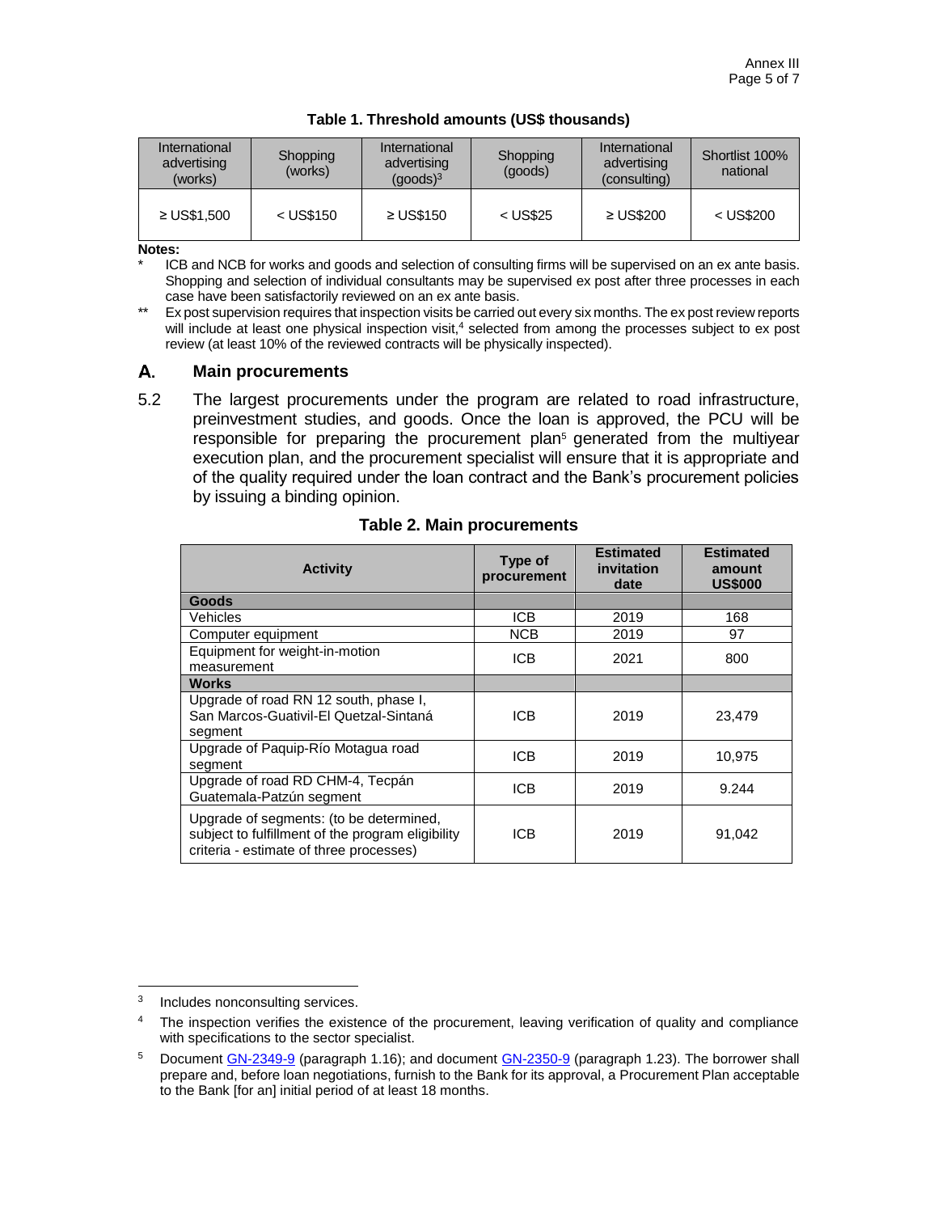**Table 1. Threshold amounts (US$ thousands)**

| International advertising (works) | Shopping (works) | International advertising (goods)[3] | Shopping (goods) | International advertising (consulting) | Shortlist 100% national |
|---|---|---|---|---|---|
| ≥ US$1,500 | < US$150 | ≥ US$150 | < US$25 | ≥ US$200 | < US$200 |

**Notes:**

\* ICB and NCB for works and goods and selection of consulting firms will be supervised on an ex ante basis. Shopping and selection of individual consultants may be supervised ex post after three processes in each case have been satisfactorily reviewed on an ex ante basis.

\*\* Ex post supervision requires that inspection visits be carried out every six months. The ex post review reports will include at least one physical inspection visit,[4] selected from among the processes subject to ex post review (at least 10% of the reviewed contracts will be physically inspected).

## A. Main procurements

5.2 The largest procurements under the program are related to road infrastructure, preinvestment studies, and goods. Once the loan is approved, the PCU will be responsible for preparing the procurement plan[5] generated from the multiyear execution plan, and the procurement specialist will ensure that it is appropriate and of the quality required under the loan contract and the Bank's procurement policies by issuing a binding opinion.

**Table 2. Main procurements**

| Activity | Type of procurement | Estimated invitation date | Estimated amount US$000 |
|---|---|---|---|
| **Goods** | | | |
| Vehicles | ICB | 2019 | 168 |
| Computer equipment | NCB | 2019 | 97 |
| Equipment for weight-in-motion measurement | ICB | 2021 | 800 |
| **Works** | | | |
| Upgrade of road RN 12 south, phase I, San Marcos-Guativil-El Quetzal-Sintaná segment | ICB | 2019 | 23,479 |
| Upgrade of Paquip-Río Motagua road segment | ICB | 2019 | 10,975 |
| Upgrade of road RD CHM-4, Tecpán Guatemala-Patzún segment | ICB | 2019 | 9.244 |
| Upgrade of segments: (to be determined, subject to fulfillment of the program eligibility criteria - estimate of three processes) | ICB | 2019 | 91,042 |

[3] Includes nonconsulting services.

[4] The inspection verifies the existence of the procurement, leaving verification of quality and compliance with specifications to the sector specialist.

[5] Document GN-2349-9 (paragraph 1.16); and document GN-2350-9 (paragraph 1.23). The borrower shall prepare and, before loan negotiations, furnish to the Bank for its approval, a Procurement Plan acceptable to the Bank [for an] initial period of at least 18 months.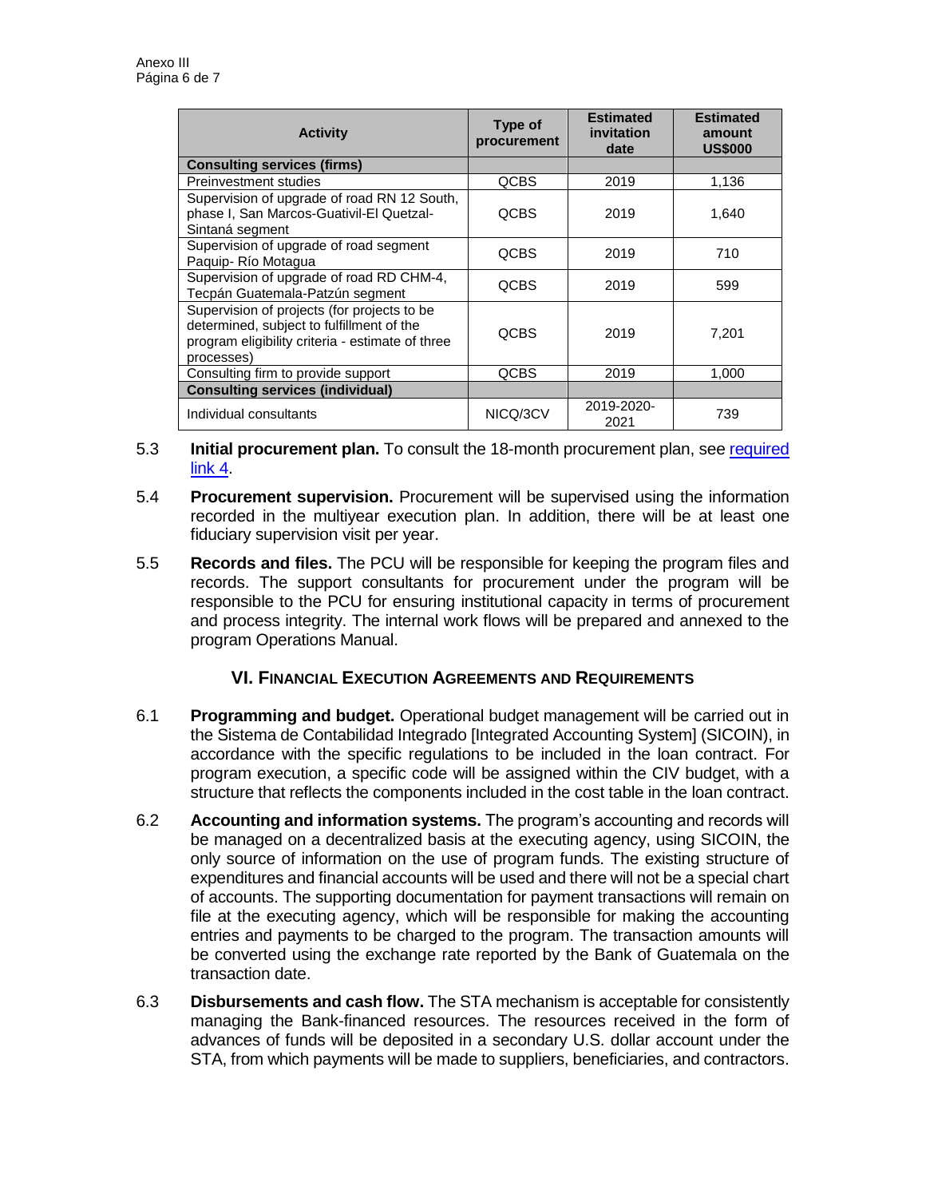| Activity | Type of procurement | Estimated invitation date | Estimated amount US$000 |
|---|---|---|---|
| **Consulting services (firms)** | | | |
| Preinvestment studies | QCBS | 2019 | 1,136 |
| Supervision of upgrade of road RN 12 South, phase I, San Marcos-Guativil-El Quetzal-Sintaná segment | QCBS | 2019 | 1,640 |
| Supervision of upgrade of road segment Paquip- Río Motagua | QCBS | 2019 | 710 |
| Supervision of upgrade of road RD CHM-4, Tecpán Guatemala-Patzún segment | QCBS | 2019 | 599 |
| Supervision of projects (for projects to be determined, subject to fulfillment of the program eligibility criteria - estimate of three processes) | QCBS | 2019 | 7,201 |
| Consulting firm to provide support | QCBS | 2019 | 1,000 |
| **Consulting services (individual)** | | | |
| Individual consultants | NICQ/3CV | 2019-2020-2021 | 739 |

5.3 **Initial procurement plan.** To consult the 18-month procurement plan, see required link 4.

5.4 **Procurement supervision.** Procurement will be supervised using the information recorded in the multiyear execution plan. In addition, there will be at least one fiduciary supervision visit per year.

5.5 **Records and files.** The PCU will be responsible for keeping the program files and records. The support consultants for procurement under the program will be responsible to the PCU for ensuring institutional capacity in terms of procurement and process integrity. The internal work flows will be prepared and annexed to the program Operations Manual.

## VI. Financial Execution Agreements and Requirements

6.1 **Programming and budget.** Operational budget management will be carried out in the Sistema de Contabilidad Integrado [Integrated Accounting System] (SICOIN), in accordance with the specific regulations to be included in the loan contract. For program execution, a specific code will be assigned within the CIV budget, with a structure that reflects the components included in the cost table in the loan contract.

6.2 **Accounting and information systems.** The program's accounting and records will be managed on a decentralized basis at the executing agency, using SICOIN, the only source of information on the use of program funds. The existing structure of expenditures and financial accounts will be used and there will not be a special chart of accounts. The supporting documentation for payment transactions will remain on file at the executing agency, which will be responsible for making the accounting entries and payments to be charged to the program. The transaction amounts will be converted using the exchange rate reported by the Bank of Guatemala on the transaction date.

6.3 **Disbursements and cash flow.** The STA mechanism is acceptable for consistently managing the Bank-financed resources. The resources received in the form of advances of funds will be deposited in a secondary U.S. dollar account under the STA, from which payments will be made to suppliers, beneficiaries, and contractors.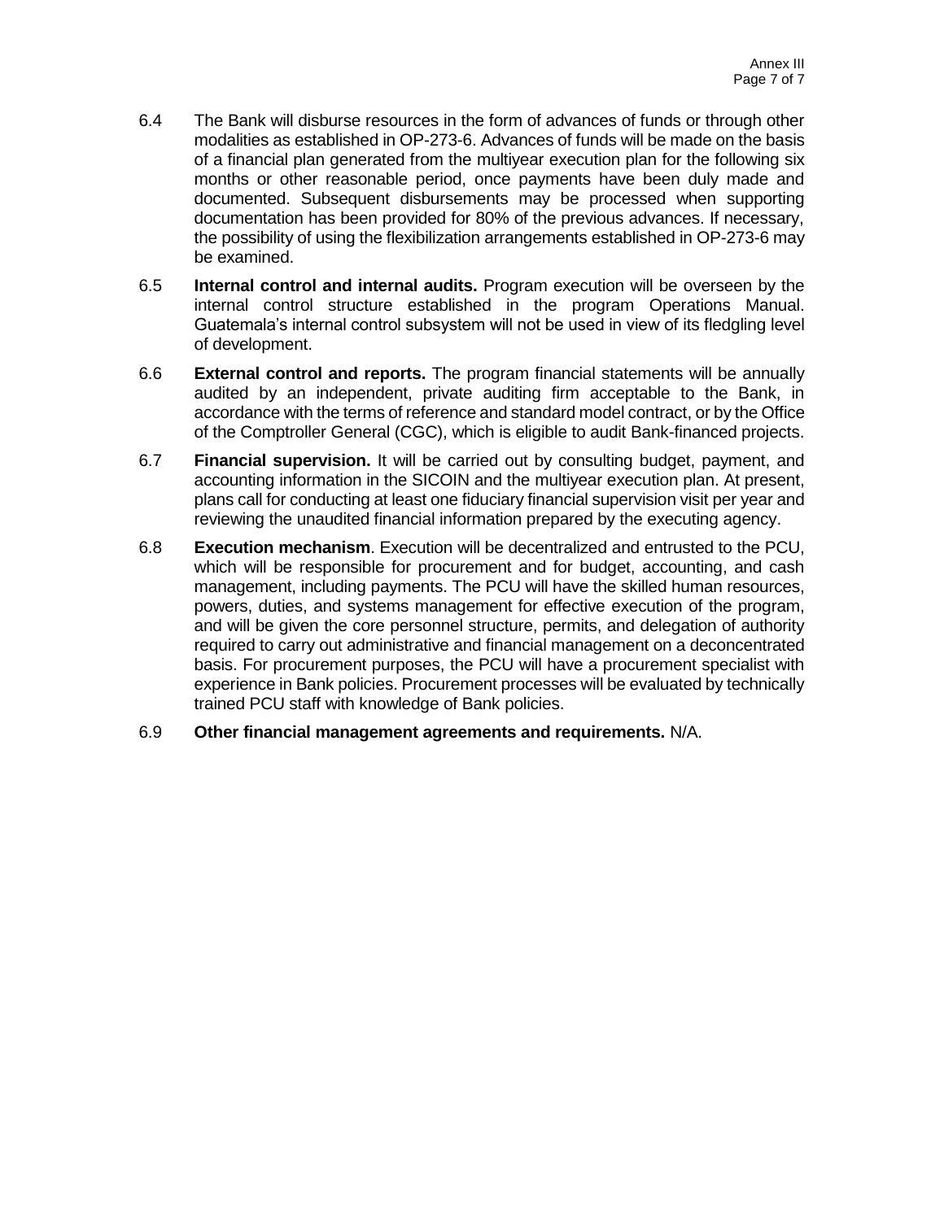6.4 The Bank will disburse resources in the form of advances of funds or through other modalities as established in OP-273-6. Advances of funds will be made on the basis of a financial plan generated from the multiyear execution plan for the following six months or other reasonable period, once payments have been duly made and documented. Subsequent disbursements may be processed when supporting documentation has been provided for 80% of the previous advances. If necessary, the possibility of using the flexibilization arrangements established in OP-273-6 may be examined.

6.5 **Internal control and internal audits.** Program execution will be overseen by the internal control structure established in the program Operations Manual. Guatemala's internal control subsystem will not be used in view of its fledgling level of development.

6.6 **External control and reports.** The program financial statements will be annually audited by an independent, private auditing firm acceptable to the Bank, in accordance with the terms of reference and standard model contract, or by the Office of the Comptroller General (CGC), which is eligible to audit Bank-financed projects.

6.7 **Financial supervision.** It will be carried out by consulting budget, payment, and accounting information in the SICOIN and the multiyear execution plan. At present, plans call for conducting at least one fiduciary financial supervision visit per year and reviewing the unaudited financial information prepared by the executing agency.

6.8 **Execution mechanism**. Execution will be decentralized and entrusted to the PCU, which will be responsible for procurement and for budget, accounting, and cash management, including payments. The PCU will have the skilled human resources, powers, duties, and systems management for effective execution of the program, and will be given the core personnel structure, permits, and delegation of authority required to carry out administrative and financial management on a deconcentrated basis. For procurement purposes, the PCU will have a procurement specialist with experience in Bank policies. Procurement processes will be evaluated by technically trained PCU staff with knowledge of Bank policies.

6.9 **Other financial management agreements and requirements.** N/A.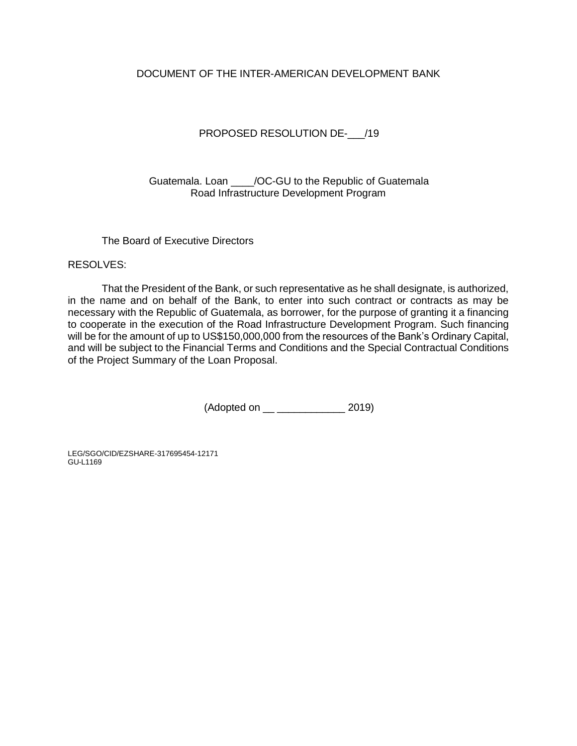DOCUMENT OF THE INTER-AMERICAN DEVELOPMENT BANK

PROPOSED RESOLUTION DE-___/19

Guatemala. Loan ____/OC-GU to the Republic of Guatemala
Road Infrastructure Development Program

The Board of Executive Directors

RESOLVES:

That the President of the Bank, or such representative as he shall designate, is authorized, in the name and on behalf of the Bank, to enter into such contract or contracts as may be necessary with the Republic of Guatemala, as borrower, for the purpose of granting it a financing to cooperate in the execution of the Road Infrastructure Development Program. Such financing will be for the amount of up to US$150,000,000 from the resources of the Bank's Ordinary Capital, and will be subject to the Financial Terms and Conditions and the Special Contractual Conditions of the Project Summary of the Loan Proposal.

(Adopted on __ ____________ 2019)

LEG/SGO/CID/EZSHARE-317695454-12171
GU-L1169